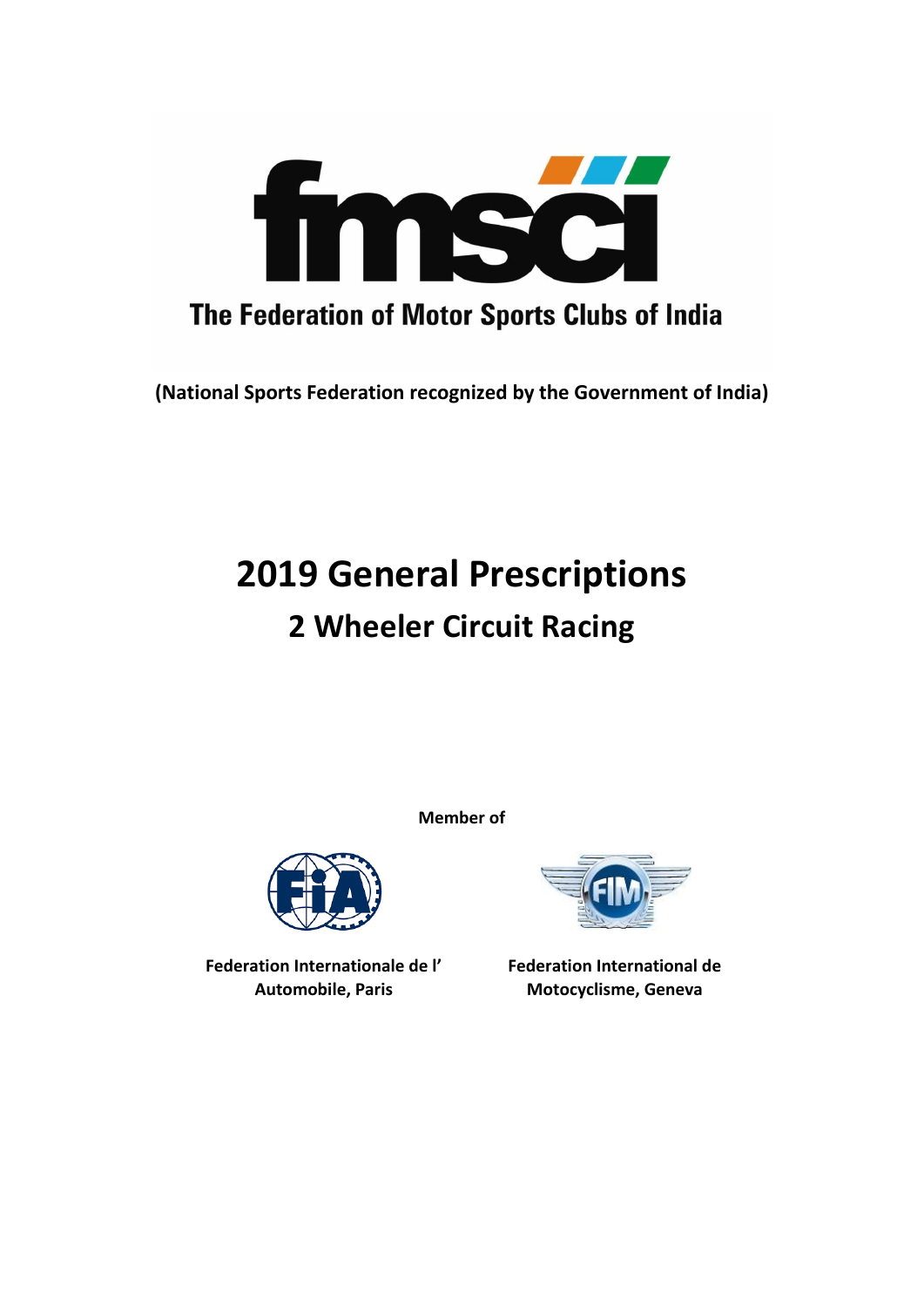# fmsci

The Federation of Motor Sports Clubs of India

**(National Sports Federation recognized by the Government of India)**

# 2019 General Prescriptions

## 2 Wheeler Circuit Racing

**Member of**

**Federation Internationale de l' Automobile, Paris**

**Federation International de Motocyclisme, Geneva**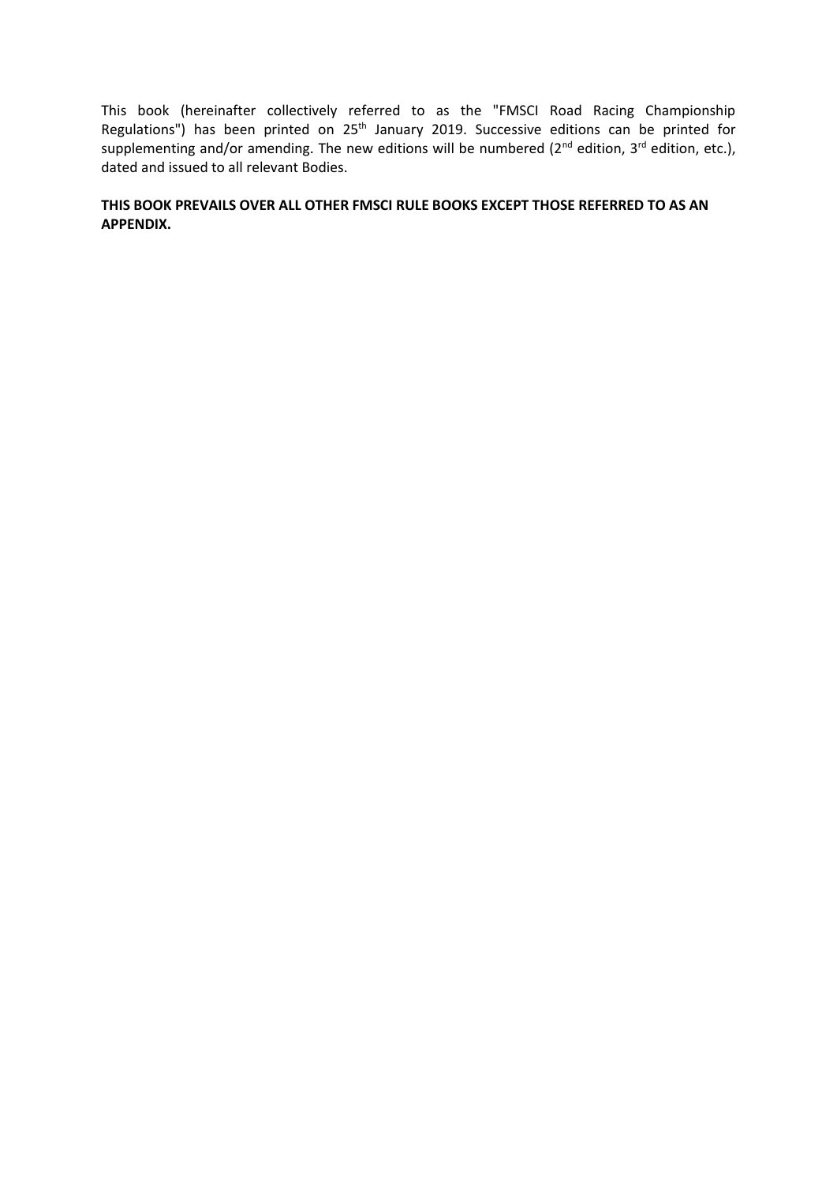This book (hereinafter collectively referred to as the "FMSCI Road Racing Championship Regulations") has been printed on 25th January 2019. Successive editions can be printed for supplementing and/or amending. The new editions will be numbered (2nd edition, 3rd edition, etc.), dated and issued to all relevant Bodies.

**THIS BOOK PREVAILS OVER ALL OTHER FMSCI RULE BOOKS EXCEPT THOSE REFERRED TO AS AN APPENDIX.**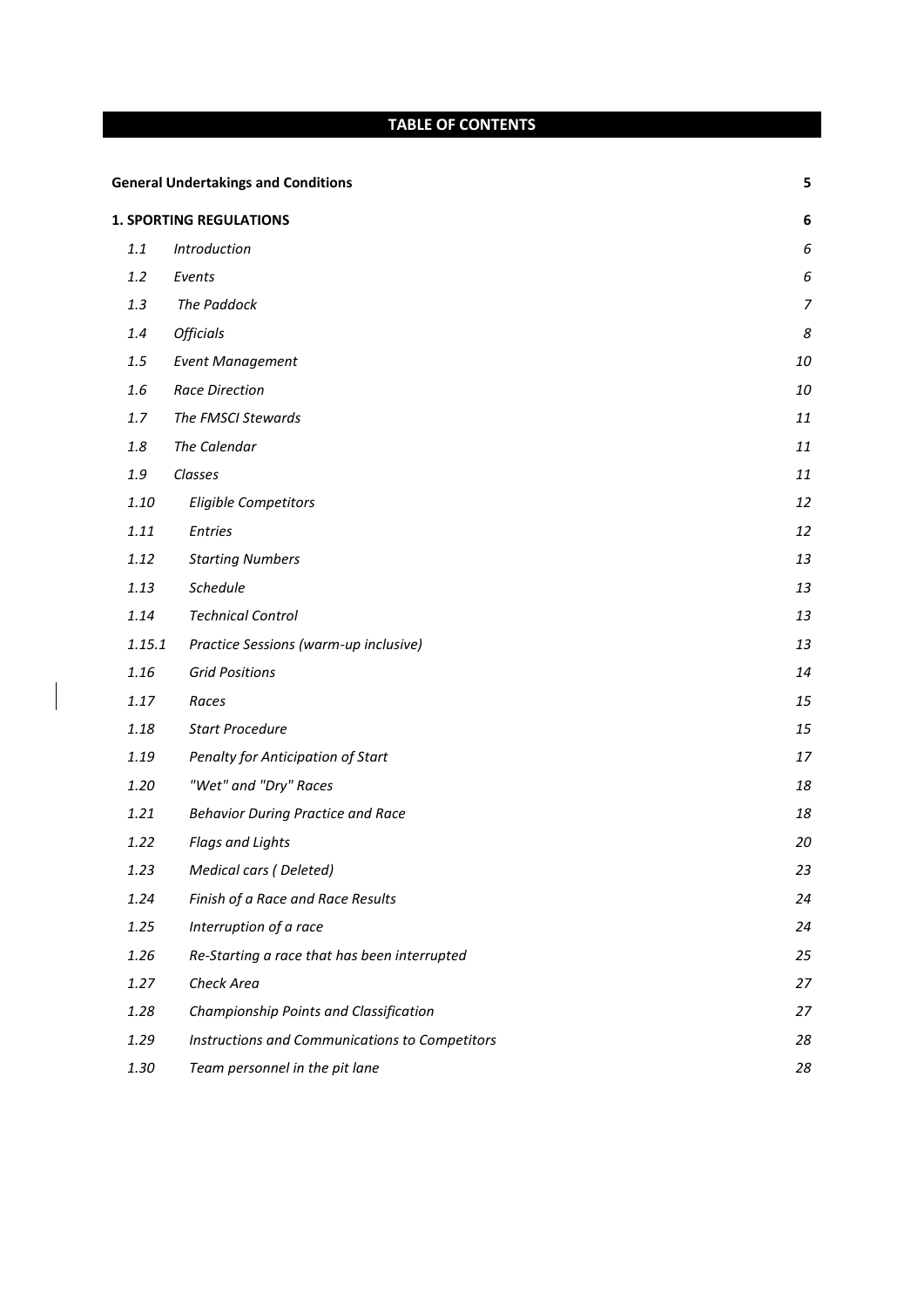# TABLE OF CONTENTS

| | | |
|---|---|---|
| **General Undertakings and Conditions** | | **5** |
| **1. SPORTING REGULATIONS** | | **6** |
| *1.1* | *Introduction* | *6* |
| *1.2* | *Events* | *6* |
| *1.3* | *The Paddock* | *7* |
| *1.4* | *Officials* | *8* |
| *1.5* | *Event Management* | *10* |
| *1.6* | *Race Direction* | *10* |
| *1.7* | *The FMSCI Stewards* | *11* |
| *1.8* | *The Calendar* | *11* |
| *1.9* | *Classes* | *11* |
| *1.10* | *Eligible Competitors* | *12* |
| *1.11* | *Entries* | *12* |
| *1.12* | *Starting Numbers* | *13* |
| *1.13* | *Schedule* | *13* |
| *1.14* | *Technical Control* | *13* |
| *1.15.1* | *Practice Sessions (warm-up inclusive)* | *13* |
| *1.16* | *Grid Positions* | *14* |
| *1.17* | *Races* | *15* |
| *1.18* | *Start Procedure* | *15* |
| *1.19* | *Penalty for Anticipation of Start* | *17* |
| *1.20* | *"Wet" and "Dry" Races* | *18* |
| *1.21* | *Behavior During Practice and Race* | *18* |
| *1.22* | *Flags and Lights* | *20* |
| *1.23* | *Medical cars ( Deleted)* | *23* |
| *1.24* | *Finish of a Race and Race Results* | *24* |
| *1.25* | *Interruption of a race* | *24* |
| *1.26* | *Re-Starting a race that has been interrupted* | *25* |
| *1.27* | *Check Area* | *27* |
| *1.28* | *Championship Points and Classification* | *27* |
| *1.29* | *Instructions and Communications to Competitors* | *28* |
| *1.30* | *Team personnel in the pit lane* | *28* |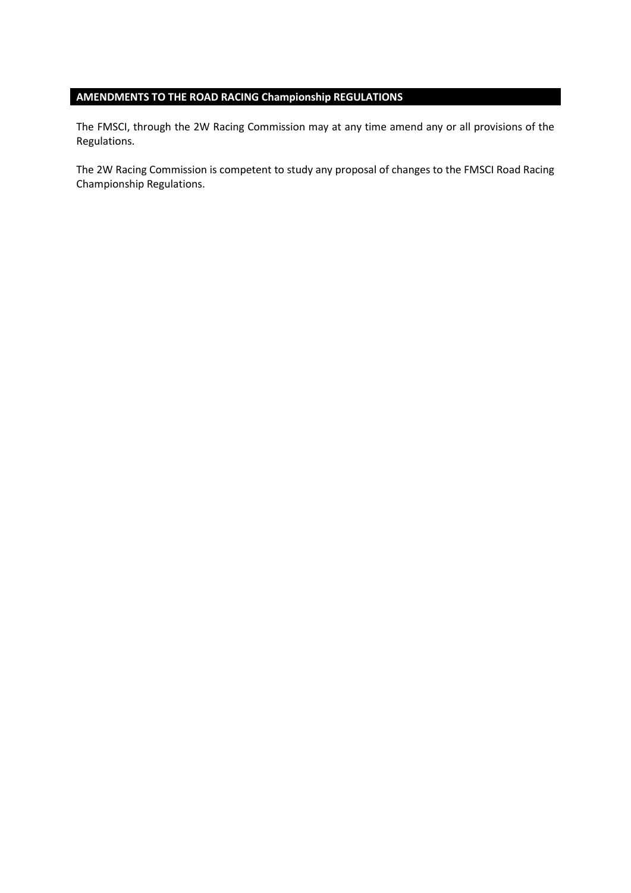## AMENDMENTS TO THE ROAD RACING Championship REGULATIONS

The FMSCI, through the 2W Racing Commission may at any time amend any or all provisions of the Regulations.

The 2W Racing Commission is competent to study any proposal of changes to the FMSCI Road Racing Championship Regulations.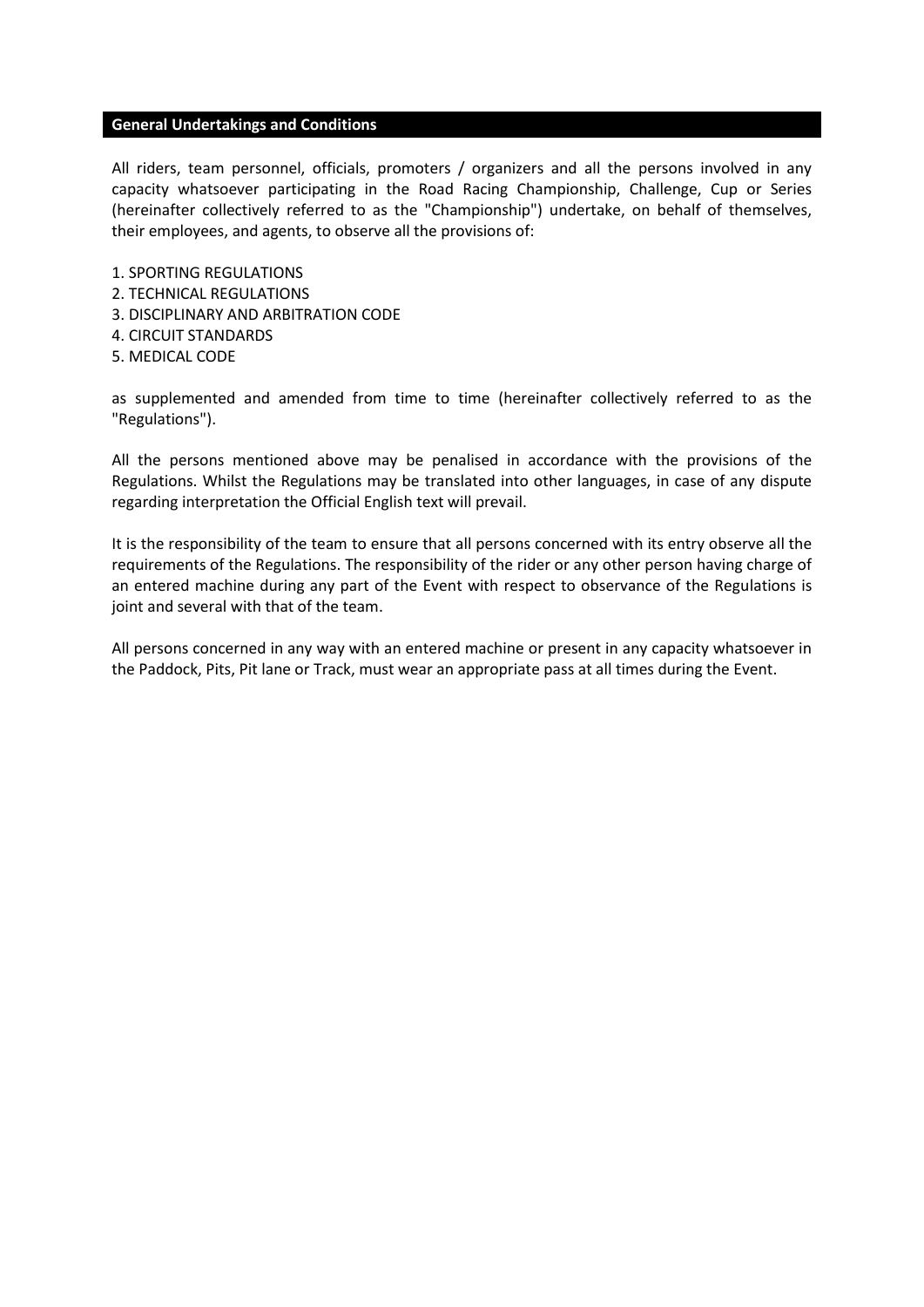## General Undertakings and Conditions

All riders, team personnel, officials, promoters / organizers and all the persons involved in any capacity whatsoever participating in the Road Racing Championship, Challenge, Cup or Series (hereinafter collectively referred to as the "Championship") undertake, on behalf of themselves, their employees, and agents, to observe all the provisions of:

1. SPORTING REGULATIONS
2. TECHNICAL REGULATIONS
3. DISCIPLINARY AND ARBITRATION CODE
4. CIRCUIT STANDARDS
5. MEDICAL CODE

as supplemented and amended from time to time (hereinafter collectively referred to as the "Regulations").

All the persons mentioned above may be penalised in accordance with the provisions of the Regulations. Whilst the Regulations may be translated into other languages, in case of any dispute regarding interpretation the Official English text will prevail.

It is the responsibility of the team to ensure that all persons concerned with its entry observe all the requirements of the Regulations. The responsibility of the rider or any other person having charge of an entered machine during any part of the Event with respect to observance of the Regulations is joint and several with that of the team.

All persons concerned in any way with an entered machine or present in any capacity whatsoever in the Paddock, Pits, Pit lane or Track, must wear an appropriate pass at all times during the Event.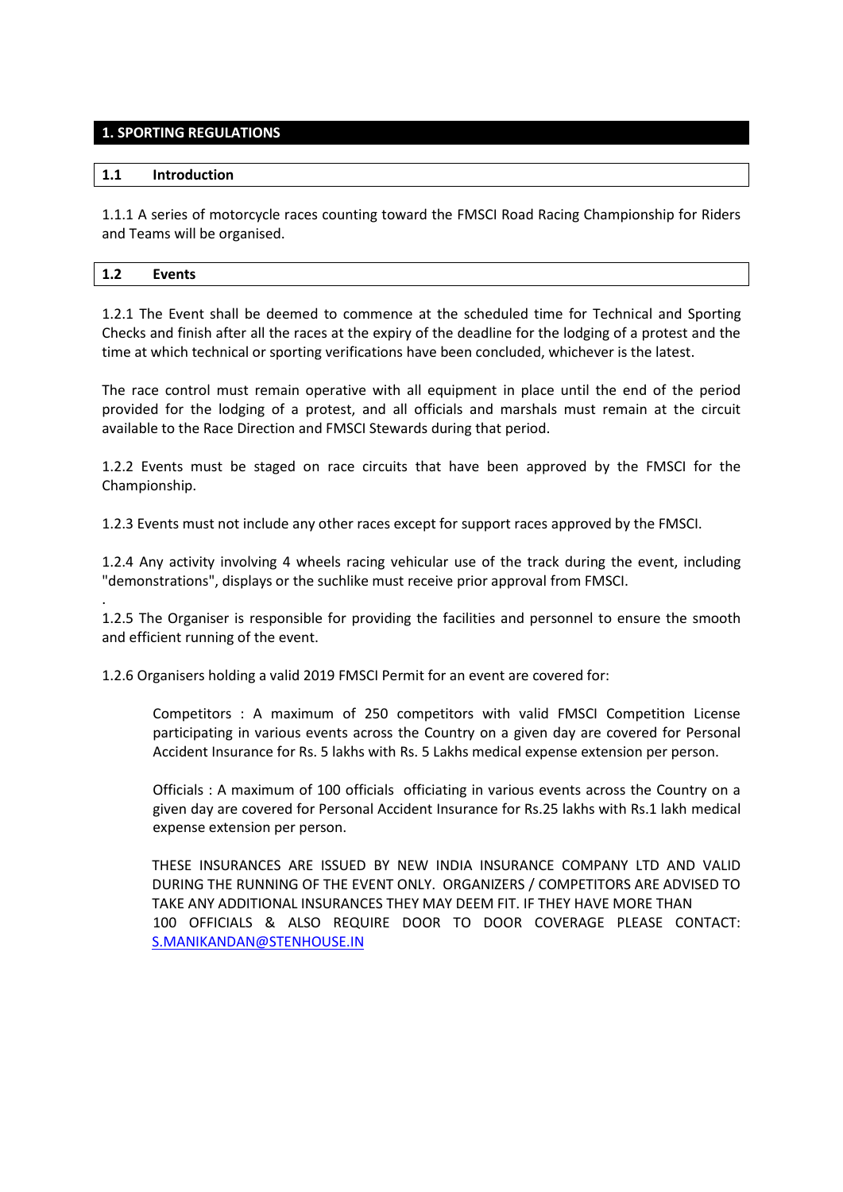# 1. SPORTING REGULATIONS

## 1.1 Introduction

1.1.1 A series of motorcycle races counting toward the FMSCI Road Racing Championship for Riders and Teams will be organised.

## 1.2 Events

1.2.1 The Event shall be deemed to commence at the scheduled time for Technical and Sporting Checks and finish after all the races at the expiry of the deadline for the lodging of a protest and the time at which technical or sporting verifications have been concluded, whichever is the latest.

The race control must remain operative with all equipment in place until the end of the period provided for the lodging of a protest, and all officials and marshals must remain at the circuit available to the Race Direction and FMSCI Stewards during that period.

1.2.2 Events must be staged on race circuits that have been approved by the FMSCI for the Championship.

1.2.3 Events must not include any other races except for support races approved by the FMSCI.

1.2.4 Any activity involving 4 wheels racing vehicular use of the track during the event, including "demonstrations", displays or the suchlike must receive prior approval from FMSCI.

1.2.5 The Organiser is responsible for providing the facilities and personnel to ensure the smooth and efficient running of the event.

1.2.6 Organisers holding a valid 2019 FMSCI Permit for an event are covered for:

> Competitors : A maximum of 250 competitors with valid FMSCI Competition License participating in various events across the Country on a given day are covered for Personal Accident Insurance for Rs. 5 lakhs with Rs. 5 Lakhs medical expense extension per person.
>
> Officials : A maximum of 100 officials officiating in various events across the Country on a given day are covered for Personal Accident Insurance for Rs.25 lakhs with Rs.1 lakh medical expense extension per person.
>
> THESE INSURANCES ARE ISSUED BY NEW INDIA INSURANCE COMPANY LTD AND VALID DURING THE RUNNING OF THE EVENT ONLY. ORGANIZERS / COMPETITORS ARE ADVISED TO TAKE ANY ADDITIONAL INSURANCES THEY MAY DEEM FIT. IF THEY HAVE MORE THAN 100 OFFICIALS & ALSO REQUIRE DOOR TO DOOR COVERAGE PLEASE CONTACT: S.MANIKANDAN@STENHOUSE.IN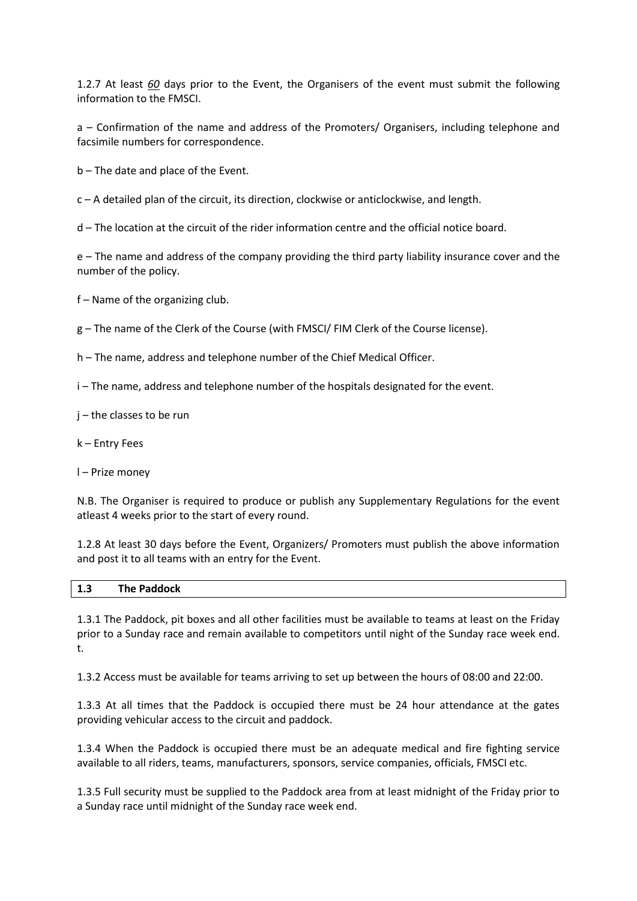1.2.7 At least *60* days prior to the Event, the Organisers of the event must submit the following information to the FMSCI.

a – Confirmation of the name and address of the Promoters/ Organisers, including telephone and facsimile numbers for correspondence.

b – The date and place of the Event.

c – A detailed plan of the circuit, its direction, clockwise or anticlockwise, and length.

d – The location at the circuit of the rider information centre and the official notice board.

e – The name and address of the company providing the third party liability insurance cover and the number of the policy.

f – Name of the organizing club.

g – The name of the Clerk of the Course (with FMSCI/ FIM Clerk of the Course license).

h – The name, address and telephone number of the Chief Medical Officer.

i – The name, address and telephone number of the hospitals designated for the event.

j – the classes to be run

k – Entry Fees

l – Prize money

N.B. The Organiser is required to produce or publish any Supplementary Regulations for the event atleast 4 weeks prior to the start of every round.

1.2.8 At least 30 days before the Event, Organizers/ Promoters must publish the above information and post it to all teams with an entry for the Event.

## 1.3 The Paddock

1.3.1 The Paddock, pit boxes and all other facilities must be available to teams at least on the Friday prior to a Sunday race and remain available to competitors until night of the Sunday race week end. t.

1.3.2 Access must be available for teams arriving to set up between the hours of 08:00 and 22:00.

1.3.3 At all times that the Paddock is occupied there must be 24 hour attendance at the gates providing vehicular access to the circuit and paddock.

1.3.4 When the Paddock is occupied there must be an adequate medical and fire fighting service available to all riders, teams, manufacturers, sponsors, service companies, officials, FMSCI etc.

1.3.5 Full security must be supplied to the Paddock area from at least midnight of the Friday prior to a Sunday race until midnight of the Sunday race week end.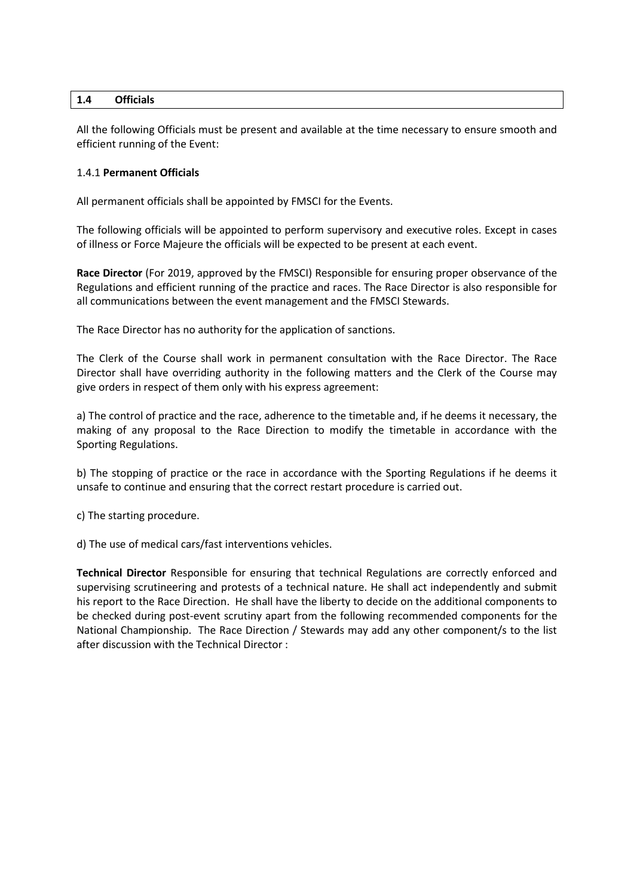## 1.4 Officials

All the following Officials must be present and available at the time necessary to ensure smooth and efficient running of the Event:

### 1.4.1 **Permanent Officials**

All permanent officials shall be appointed by FMSCI for the Events.

The following officials will be appointed to perform supervisory and executive roles. Except in cases of illness or Force Majeure the officials will be expected to be present at each event.

**Race Director** (For 2019, approved by the FMSCI) Responsible for ensuring proper observance of the Regulations and efficient running of the practice and races. The Race Director is also responsible for all communications between the event management and the FMSCI Stewards.

The Race Director has no authority for the application of sanctions.

The Clerk of the Course shall work in permanent consultation with the Race Director. The Race Director shall have overriding authority in the following matters and the Clerk of the Course may give orders in respect of them only with his express agreement:

a) The control of practice and the race, adherence to the timetable and, if he deems it necessary, the making of any proposal to the Race Direction to modify the timetable in accordance with the Sporting Regulations.

b) The stopping of practice or the race in accordance with the Sporting Regulations if he deems it unsafe to continue and ensuring that the correct restart procedure is carried out.

c) The starting procedure.

d) The use of medical cars/fast interventions vehicles.

**Technical Director** Responsible for ensuring that technical Regulations are correctly enforced and supervising scrutineering and protests of a technical nature. He shall act independently and submit his report to the Race Direction. He shall have the liberty to decide on the additional components to be checked during post-event scrutiny apart from the following recommended components for the National Championship. The Race Direction / Stewards may add any other component/s to the list after discussion with the Technical Director :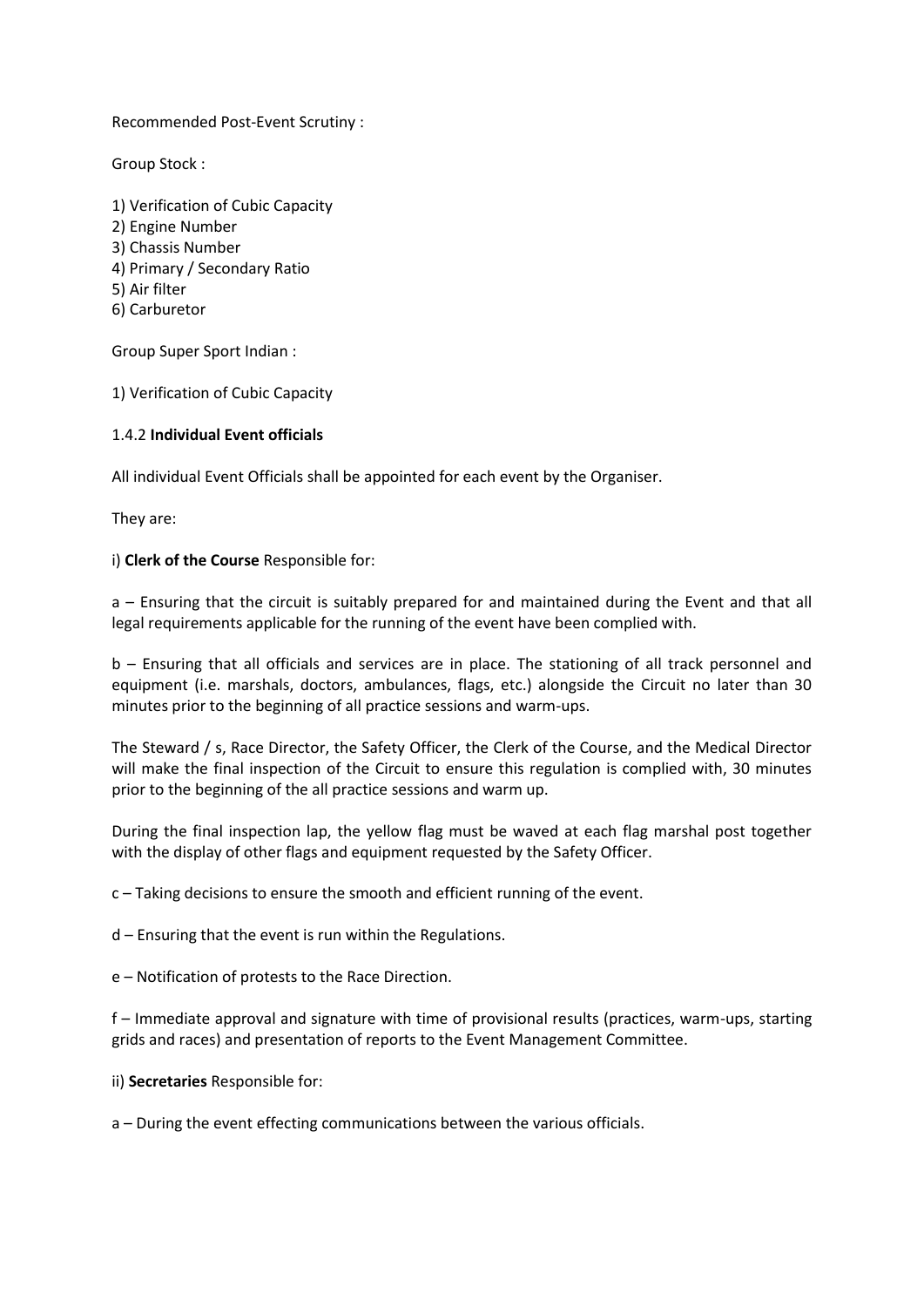Recommended Post-Event Scrutiny :

Group Stock :

1) Verification of Cubic Capacity
2) Engine Number
3) Chassis Number
4) Primary / Secondary Ratio
5) Air filter
6) Carburetor

Group Super Sport Indian :

1) Verification of Cubic Capacity

1.4.2 **Individual Event officials**

All individual Event Officials shall be appointed for each event by the Organiser.

They are:

i) **Clerk of the Course** Responsible for:

a – Ensuring that the circuit is suitably prepared for and maintained during the Event and that all legal requirements applicable for the running of the event have been complied with.

b – Ensuring that all officials and services are in place. The stationing of all track personnel and equipment (i.e. marshals, doctors, ambulances, flags, etc.) alongside the Circuit no later than 30 minutes prior to the beginning of all practice sessions and warm-ups.

The Steward / s, Race Director, the Safety Officer, the Clerk of the Course, and the Medical Director will make the final inspection of the Circuit to ensure this regulation is complied with, 30 minutes prior to the beginning of the all practice sessions and warm up.

During the final inspection lap, the yellow flag must be waved at each flag marshal post together with the display of other flags and equipment requested by the Safety Officer.

c – Taking decisions to ensure the smooth and efficient running of the event.

d – Ensuring that the event is run within the Regulations.

e – Notification of protests to the Race Direction.

f – Immediate approval and signature with time of provisional results (practices, warm-ups, starting grids and races) and presentation of reports to the Event Management Committee.

ii) **Secretaries** Responsible for:

a – During the event effecting communications between the various officials.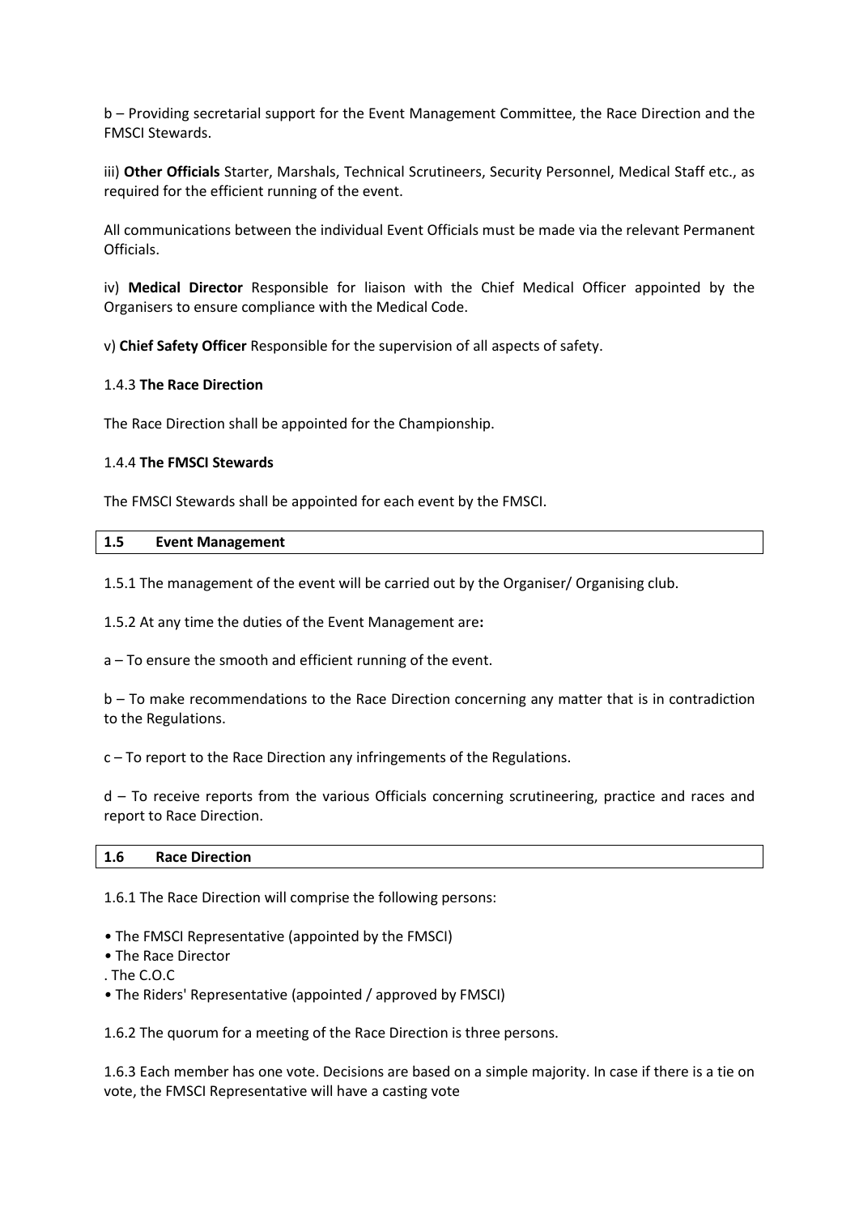b – Providing secretarial support for the Event Management Committee, the Race Direction and the FMSCI Stewards.

iii) **Other Officials** Starter, Marshals, Technical Scrutineers, Security Personnel, Medical Staff etc., as required for the efficient running of the event.

All communications between the individual Event Officials must be made via the relevant Permanent Officials.

iv) **Medical Director** Responsible for liaison with the Chief Medical Officer appointed by the Organisers to ensure compliance with the Medical Code.

v) **Chief Safety Officer** Responsible for the supervision of all aspects of safety.

1.4.3 **The Race Direction**

The Race Direction shall be appointed for the Championship.

1.4.4 **The FMSCI Stewards**

The FMSCI Stewards shall be appointed for each event by the FMSCI.

## 1.5 Event Management

1.5.1 The management of the event will be carried out by the Organiser/ Organising club.

1.5.2 At any time the duties of the Event Management are**:**

a – To ensure the smooth and efficient running of the event.

b – To make recommendations to the Race Direction concerning any matter that is in contradiction to the Regulations.

c – To report to the Race Direction any infringements of the Regulations.

d – To receive reports from the various Officials concerning scrutineering, practice and races and report to Race Direction.

## 1.6 Race Direction

1.6.1 The Race Direction will comprise the following persons:

- The FMSCI Representative (appointed by the FMSCI)
- The Race Director
- The C.O.C
- The Riders' Representative (appointed / approved by FMSCI)

1.6.2 The quorum for a meeting of the Race Direction is three persons.

1.6.3 Each member has one vote. Decisions are based on a simple majority. In case if there is a tie on vote, the FMSCI Representative will have a casting vote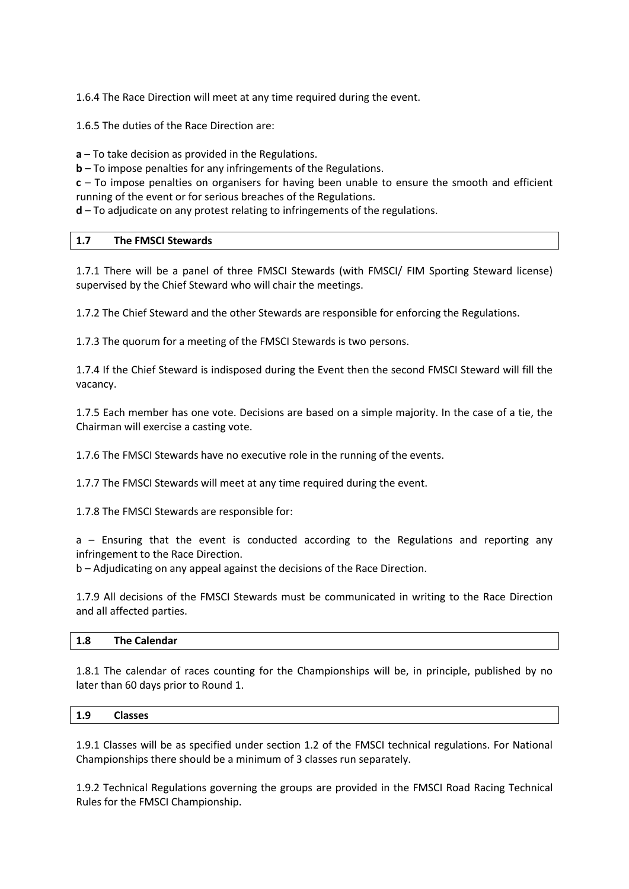1.6.4 The Race Direction will meet at any time required during the event.

1.6.5 The duties of the Race Direction are:

**a** – To take decision as provided in the Regulations.
**b** – To impose penalties for any infringements of the Regulations.
**c** – To impose penalties on organisers for having been unable to ensure the smooth and efficient running of the event or for serious breaches of the Regulations.
**d** – To adjudicate on any protest relating to infringements of the regulations.

## 1.7 The FMSCI Stewards

1.7.1 There will be a panel of three FMSCI Stewards (with FMSCI/ FIM Sporting Steward license) supervised by the Chief Steward who will chair the meetings.

1.7.2 The Chief Steward and the other Stewards are responsible for enforcing the Regulations.

1.7.3 The quorum for a meeting of the FMSCI Stewards is two persons.

1.7.4 If the Chief Steward is indisposed during the Event then the second FMSCI Steward will fill the vacancy.

1.7.5 Each member has one vote. Decisions are based on a simple majority. In the case of a tie, the Chairman will exercise a casting vote.

1.7.6 The FMSCI Stewards have no executive role in the running of the events.

1.7.7 The FMSCI Stewards will meet at any time required during the event.

1.7.8 The FMSCI Stewards are responsible for:

a – Ensuring that the event is conducted according to the Regulations and reporting any infringement to the Race Direction.
b – Adjudicating on any appeal against the decisions of the Race Direction.

1.7.9 All decisions of the FMSCI Stewards must be communicated in writing to the Race Direction and all affected parties.

## 1.8 The Calendar

1.8.1 The calendar of races counting for the Championships will be, in principle, published by no later than 60 days prior to Round 1.

## 1.9 Classes

1.9.1 Classes will be as specified under section 1.2 of the FMSCI technical regulations. For National Championships there should be a minimum of 3 classes run separately.

1.9.2 Technical Regulations governing the groups are provided in the FMSCI Road Racing Technical Rules for the FMSCI Championship.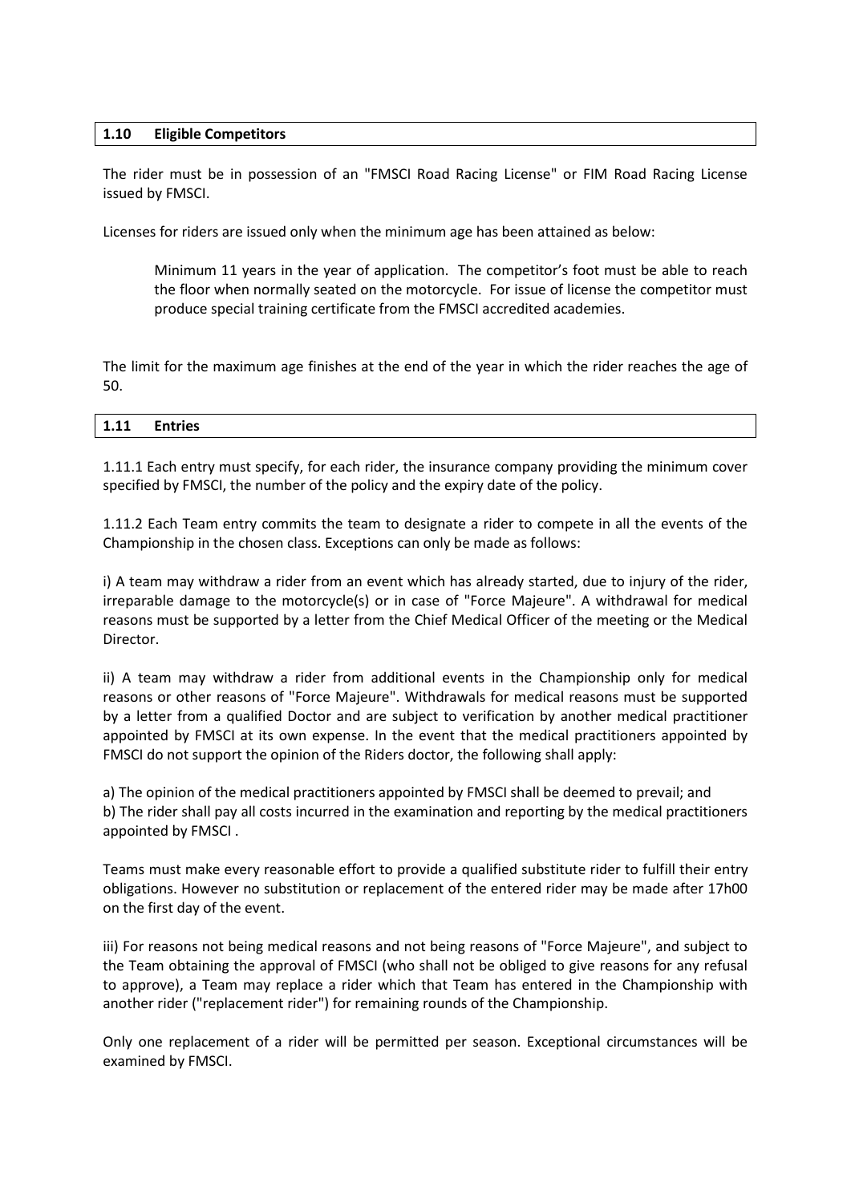## 1.10 Eligible Competitors

The rider must be in possession of an "FMSCI Road Racing License" or FIM Road Racing License issued by FMSCI.

Licenses for riders are issued only when the minimum age has been attained as below:

> Minimum 11 years in the year of application. The competitor's foot must be able to reach the floor when normally seated on the motorcycle. For issue of license the competitor must produce special training certificate from the FMSCI accredited academies.

The limit for the maximum age finishes at the end of the year in which the rider reaches the age of 50.

## 1.11 Entries

1.11.1 Each entry must specify, for each rider, the insurance company providing the minimum cover specified by FMSCI, the number of the policy and the expiry date of the policy.

1.11.2 Each Team entry commits the team to designate a rider to compete in all the events of the Championship in the chosen class. Exceptions can only be made as follows:

i) A team may withdraw a rider from an event which has already started, due to injury of the rider, irreparable damage to the motorcycle(s) or in case of "Force Majeure". A withdrawal for medical reasons must be supported by a letter from the Chief Medical Officer of the meeting or the Medical Director.

ii) A team may withdraw a rider from additional events in the Championship only for medical reasons or other reasons of "Force Majeure". Withdrawals for medical reasons must be supported by a letter from a qualified Doctor and are subject to verification by another medical practitioner appointed by FMSCI at its own expense. In the event that the medical practitioners appointed by FMSCI do not support the opinion of the Riders doctor, the following shall apply:

a) The opinion of the medical practitioners appointed by FMSCI shall be deemed to prevail; and
b) The rider shall pay all costs incurred in the examination and reporting by the medical practitioners appointed by FMSCI .

Teams must make every reasonable effort to provide a qualified substitute rider to fulfill their entry obligations. However no substitution or replacement of the entered rider may be made after 17h00 on the first day of the event.

iii) For reasons not being medical reasons and not being reasons of "Force Majeure", and subject to the Team obtaining the approval of FMSCI (who shall not be obliged to give reasons for any refusal to approve), a Team may replace a rider which that Team has entered in the Championship with another rider ("replacement rider") for remaining rounds of the Championship.

Only one replacement of a rider will be permitted per season. Exceptional circumstances will be examined by FMSCI.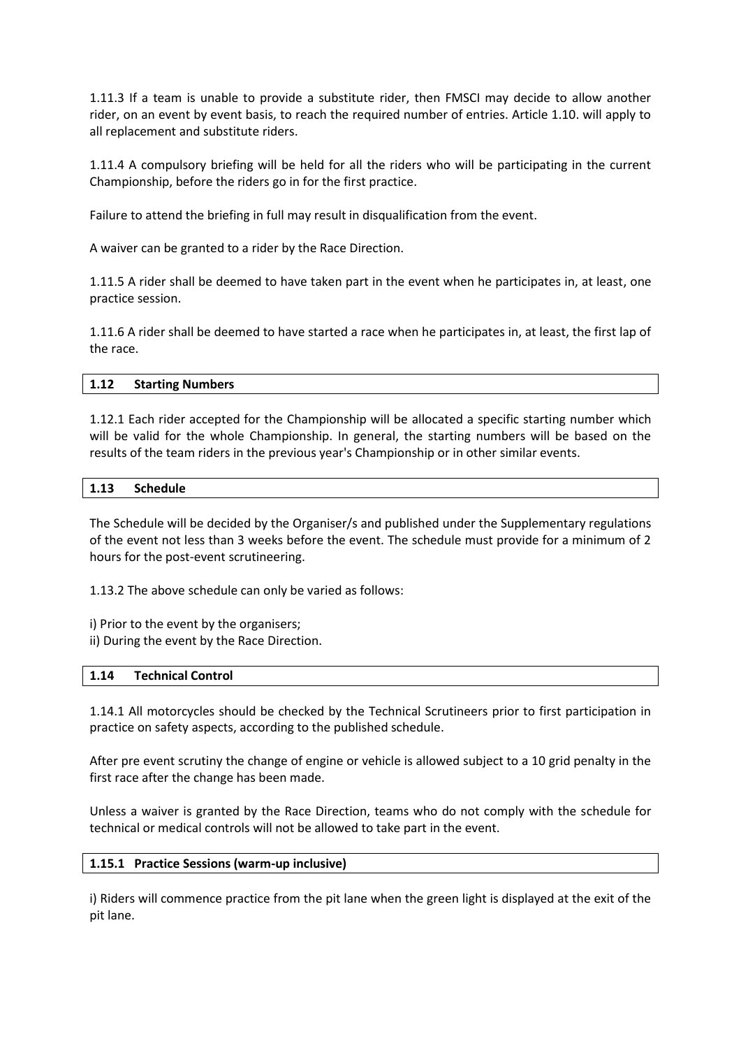1.11.3 If a team is unable to provide a substitute rider, then FMSCI may decide to allow another rider, on an event by event basis, to reach the required number of entries. Article 1.10. will apply to all replacement and substitute riders.

1.11.4 A compulsory briefing will be held for all the riders who will be participating in the current Championship, before the riders go in for the first practice.

Failure to attend the briefing in full may result in disqualification from the event.

A waiver can be granted to a rider by the Race Direction.

1.11.5 A rider shall be deemed to have taken part in the event when he participates in, at least, one practice session.

1.11.6 A rider shall be deemed to have started a race when he participates in, at least, the first lap of the race.

## 1.12 Starting Numbers

1.12.1 Each rider accepted for the Championship will be allocated a specific starting number which will be valid for the whole Championship. In general, the starting numbers will be based on the results of the team riders in the previous year's Championship or in other similar events.

## 1.13 Schedule

The Schedule will be decided by the Organiser/s and published under the Supplementary regulations of the event not less than 3 weeks before the event. The schedule must provide for a minimum of 2 hours for the post-event scrutineering.

1.13.2 The above schedule can only be varied as follows:

i) Prior to the event by the organisers;
ii) During the event by the Race Direction.

## 1.14 Technical Control

1.14.1 All motorcycles should be checked by the Technical Scrutineers prior to first participation in practice on safety aspects, according to the published schedule.

After pre event scrutiny the change of engine or vehicle is allowed subject to a 10 grid penalty in the first race after the change has been made.

Unless a waiver is granted by the Race Direction, teams who do not comply with the schedule for technical or medical controls will not be allowed to take part in the event.

## 1.15.1 Practice Sessions (warm-up inclusive)

i) Riders will commence practice from the pit lane when the green light is displayed at the exit of the pit lane.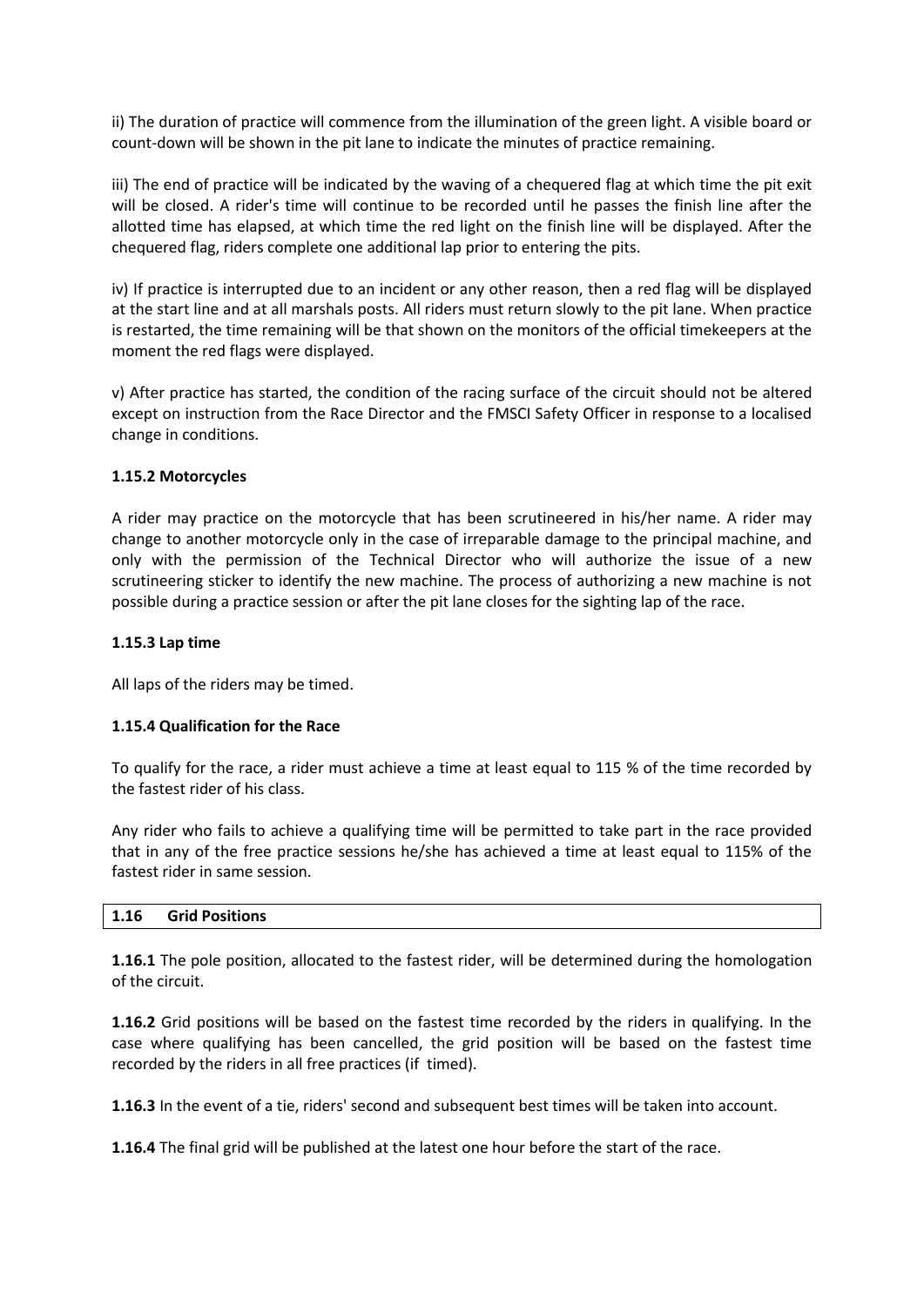ii) The duration of practice will commence from the illumination of the green light. A visible board or count-down will be shown in the pit lane to indicate the minutes of practice remaining.

iii) The end of practice will be indicated by the waving of a chequered flag at which time the pit exit will be closed. A rider's time will continue to be recorded until he passes the finish line after the allotted time has elapsed, at which time the red light on the finish line will be displayed. After the chequered flag, riders complete one additional lap prior to entering the pits.

iv) If practice is interrupted due to an incident or any other reason, then a red flag will be displayed at the start line and at all marshals posts. All riders must return slowly to the pit lane. When practice is restarted, the time remaining will be that shown on the monitors of the official timekeepers at the moment the red flags were displayed.

v) After practice has started, the condition of the racing surface of the circuit should not be altered except on instruction from the Race Director and the FMSCI Safety Officer in response to a localised change in conditions.

**1.15.2 Motorcycles**

A rider may practice on the motorcycle that has been scrutineered in his/her name. A rider may change to another motorcycle only in the case of irreparable damage to the principal machine, and only with the permission of the Technical Director who will authorize the issue of a new scrutineering sticker to identify the new machine. The process of authorizing a new machine is not possible during a practice session or after the pit lane closes for the sighting lap of the race.

**1.15.3 Lap time**

All laps of the riders may be timed.

**1.15.4 Qualification for the Race**

To qualify for the race, a rider must achieve a time at least equal to 115 % of the time recorded by the fastest rider of his class.

Any rider who fails to achieve a qualifying time will be permitted to take part in the race provided that in any of the free practice sessions he/she has achieved a time at least equal to 115% of the fastest rider in same session.

## 1.16 Grid Positions

**1.16.1** The pole position, allocated to the fastest rider, will be determined during the homologation of the circuit.

**1.16.2** Grid positions will be based on the fastest time recorded by the riders in qualifying. In the case where qualifying has been cancelled, the grid position will be based on the fastest time recorded by the riders in all free practices (if timed).

**1.16.3** In the event of a tie, riders' second and subsequent best times will be taken into account.

**1.16.4** The final grid will be published at the latest one hour before the start of the race.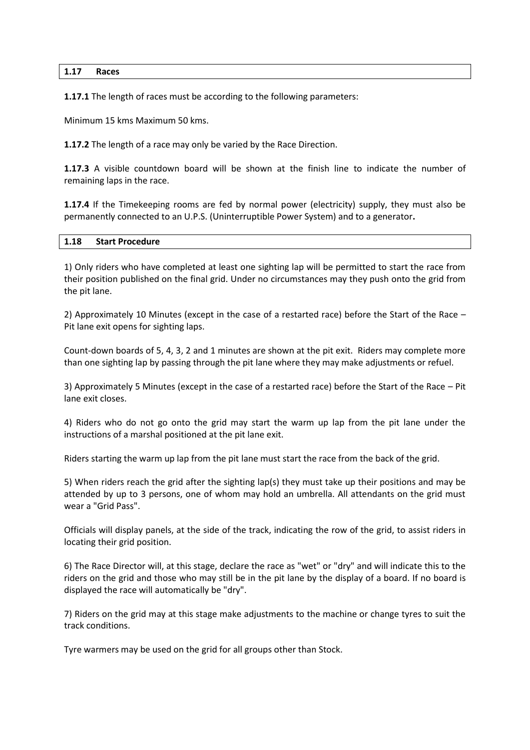## 1.17 Races

**1.17.1** The length of races must be according to the following parameters:

Minimum 15 kms Maximum 50 kms.

**1.17.2** The length of a race may only be varied by the Race Direction.

**1.17.3** A visible countdown board will be shown at the finish line to indicate the number of remaining laps in the race.

**1.17.4** If the Timekeeping rooms are fed by normal power (electricity) supply, they must also be permanently connected to an U.P.S. (Uninterruptible Power System) and to a generator**.**

## 1.18 Start Procedure

1) Only riders who have completed at least one sighting lap will be permitted to start the race from their position published on the final grid. Under no circumstances may they push onto the grid from the pit lane.

2) Approximately 10 Minutes (except in the case of a restarted race) before the Start of the Race – Pit lane exit opens for sighting laps.

Count-down boards of 5, 4, 3, 2 and 1 minutes are shown at the pit exit. Riders may complete more than one sighting lap by passing through the pit lane where they may make adjustments or refuel.

3) Approximately 5 Minutes (except in the case of a restarted race) before the Start of the Race – Pit lane exit closes.

4) Riders who do not go onto the grid may start the warm up lap from the pit lane under the instructions of a marshal positioned at the pit lane exit.

Riders starting the warm up lap from the pit lane must start the race from the back of the grid.

5) When riders reach the grid after the sighting lap(s) they must take up their positions and may be attended by up to 3 persons, one of whom may hold an umbrella. All attendants on the grid must wear a "Grid Pass".

Officials will display panels, at the side of the track, indicating the row of the grid, to assist riders in locating their grid position.

6) The Race Director will, at this stage, declare the race as "wet" or "dry" and will indicate this to the riders on the grid and those who may still be in the pit lane by the display of a board. If no board is displayed the race will automatically be "dry".

7) Riders on the grid may at this stage make adjustments to the machine or change tyres to suit the track conditions.

Tyre warmers may be used on the grid for all groups other than Stock.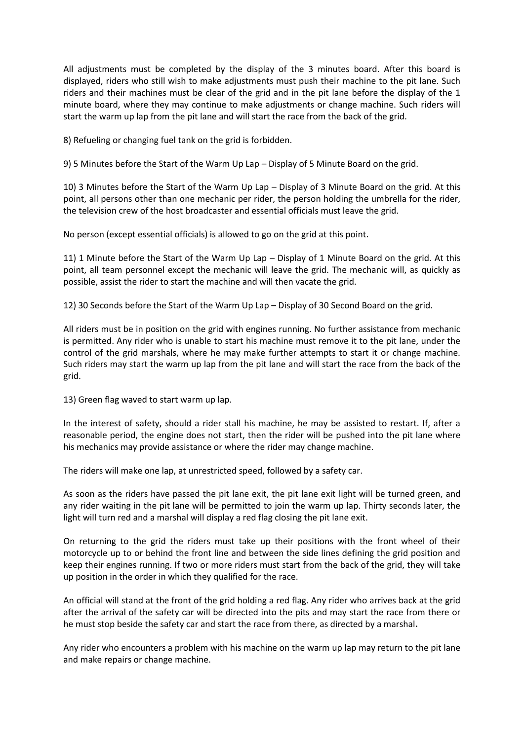All adjustments must be completed by the display of the 3 minutes board. After this board is displayed, riders who still wish to make adjustments must push their machine to the pit lane. Such riders and their machines must be clear of the grid and in the pit lane before the display of the 1 minute board, where they may continue to make adjustments or change machine. Such riders will start the warm up lap from the pit lane and will start the race from the back of the grid.

8) Refueling or changing fuel tank on the grid is forbidden.

9) 5 Minutes before the Start of the Warm Up Lap – Display of 5 Minute Board on the grid.

10) 3 Minutes before the Start of the Warm Up Lap – Display of 3 Minute Board on the grid. At this point, all persons other than one mechanic per rider, the person holding the umbrella for the rider, the television crew of the host broadcaster and essential officials must leave the grid.

No person (except essential officials) is allowed to go on the grid at this point.

11) 1 Minute before the Start of the Warm Up Lap – Display of 1 Minute Board on the grid. At this point, all team personnel except the mechanic will leave the grid. The mechanic will, as quickly as possible, assist the rider to start the machine and will then vacate the grid.

12) 30 Seconds before the Start of the Warm Up Lap – Display of 30 Second Board on the grid.

All riders must be in position on the grid with engines running. No further assistance from mechanic is permitted. Any rider who is unable to start his machine must remove it to the pit lane, under the control of the grid marshals, where he may make further attempts to start it or change machine. Such riders may start the warm up lap from the pit lane and will start the race from the back of the grid.

13) Green flag waved to start warm up lap.

In the interest of safety, should a rider stall his machine, he may be assisted to restart. If, after a reasonable period, the engine does not start, then the rider will be pushed into the pit lane where his mechanics may provide assistance or where the rider may change machine.

The riders will make one lap, at unrestricted speed, followed by a safety car.

As soon as the riders have passed the pit lane exit, the pit lane exit light will be turned green, and any rider waiting in the pit lane will be permitted to join the warm up lap. Thirty seconds later, the light will turn red and a marshal will display a red flag closing the pit lane exit.

On returning to the grid the riders must take up their positions with the front wheel of their motorcycle up to or behind the front line and between the side lines defining the grid position and keep their engines running. If two or more riders must start from the back of the grid, they will take up position in the order in which they qualified for the race.

An official will stand at the front of the grid holding a red flag. Any rider who arrives back at the grid after the arrival of the safety car will be directed into the pits and may start the race from there or he must stop beside the safety car and start the race from there, as directed by a marshal**.**

Any rider who encounters a problem with his machine on the warm up lap may return to the pit lane and make repairs or change machine.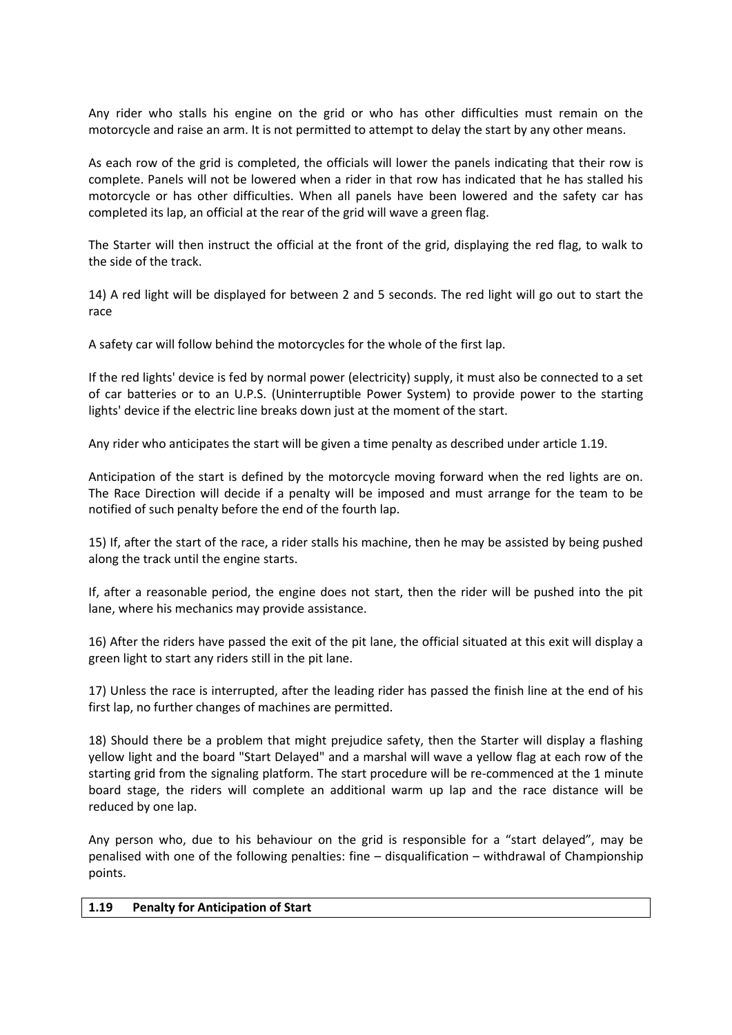Any rider who stalls his engine on the grid or who has other difficulties must remain on the motorcycle and raise an arm. It is not permitted to attempt to delay the start by any other means.

As each row of the grid is completed, the officials will lower the panels indicating that their row is complete. Panels will not be lowered when a rider in that row has indicated that he has stalled his motorcycle or has other difficulties. When all panels have been lowered and the safety car has completed its lap, an official at the rear of the grid will wave a green flag.

The Starter will then instruct the official at the front of the grid, displaying the red flag, to walk to the side of the track.

14) A red light will be displayed for between 2 and 5 seconds. The red light will go out to start the race

A safety car will follow behind the motorcycles for the whole of the first lap.

If the red lights' device is fed by normal power (electricity) supply, it must also be connected to a set of car batteries or to an U.P.S. (Uninterruptible Power System) to provide power to the starting lights' device if the electric line breaks down just at the moment of the start.

Any rider who anticipates the start will be given a time penalty as described under article 1.19.

Anticipation of the start is defined by the motorcycle moving forward when the red lights are on. The Race Direction will decide if a penalty will be imposed and must arrange for the team to be notified of such penalty before the end of the fourth lap.

15) If, after the start of the race, a rider stalls his machine, then he may be assisted by being pushed along the track until the engine starts.

If, after a reasonable period, the engine does not start, then the rider will be pushed into the pit lane, where his mechanics may provide assistance.

16) After the riders have passed the exit of the pit lane, the official situated at this exit will display a green light to start any riders still in the pit lane.

17) Unless the race is interrupted, after the leading rider has passed the finish line at the end of his first lap, no further changes of machines are permitted.

18) Should there be a problem that might prejudice safety, then the Starter will display a flashing yellow light and the board "Start Delayed" and a marshal will wave a yellow flag at each row of the starting grid from the signaling platform. The start procedure will be re-commenced at the 1 minute board stage, the riders will complete an additional warm up lap and the race distance will be reduced by one lap.

Any person who, due to his behaviour on the grid is responsible for a "start delayed", may be penalised with one of the following penalties: fine – disqualification – withdrawal of Championship points.

## 1.19 Penalty for Anticipation of Start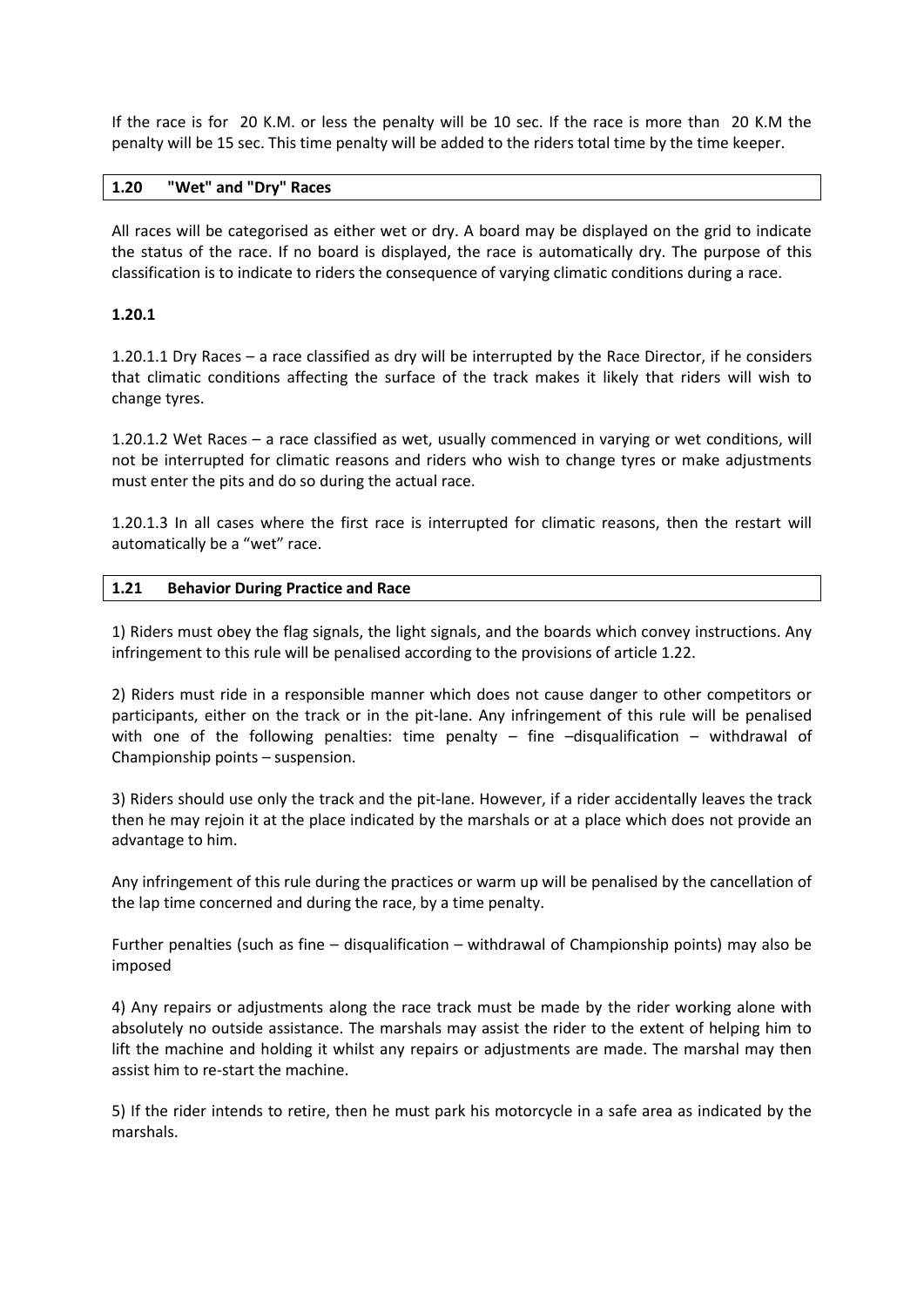If the race is for 20 K.M. or less the penalty will be 10 sec. If the race is more than 20 K.M the penalty will be 15 sec. This time penalty will be added to the riders total time by the time keeper.

## 1.20 "Wet" and "Dry" Races

All races will be categorised as either wet or dry. A board may be displayed on the grid to indicate the status of the race. If no board is displayed, the race is automatically dry. The purpose of this classification is to indicate to riders the consequence of varying climatic conditions during a race.

### 1.20.1

1.20.1.1 Dry Races – a race classified as dry will be interrupted by the Race Director, if he considers that climatic conditions affecting the surface of the track makes it likely that riders will wish to change tyres.

1.20.1.2 Wet Races – a race classified as wet, usually commenced in varying or wet conditions, will not be interrupted for climatic reasons and riders who wish to change tyres or make adjustments must enter the pits and do so during the actual race.

1.20.1.3 In all cases where the first race is interrupted for climatic reasons, then the restart will automatically be a "wet" race.

## 1.21 Behavior During Practice and Race

1) Riders must obey the flag signals, the light signals, and the boards which convey instructions. Any infringement to this rule will be penalised according to the provisions of article 1.22.

2) Riders must ride in a responsible manner which does not cause danger to other competitors or participants, either on the track or in the pit-lane. Any infringement of this rule will be penalised with one of the following penalties: time penalty – fine –disqualification – withdrawal of Championship points – suspension.

3) Riders should use only the track and the pit-lane. However, if a rider accidentally leaves the track then he may rejoin it at the place indicated by the marshals or at a place which does not provide an advantage to him.

Any infringement of this rule during the practices or warm up will be penalised by the cancellation of the lap time concerned and during the race, by a time penalty.

Further penalties (such as fine – disqualification – withdrawal of Championship points) may also be imposed

4) Any repairs or adjustments along the race track must be made by the rider working alone with absolutely no outside assistance. The marshals may assist the rider to the extent of helping him to lift the machine and holding it whilst any repairs or adjustments are made. The marshal may then assist him to re-start the machine.

5) If the rider intends to retire, then he must park his motorcycle in a safe area as indicated by the marshals.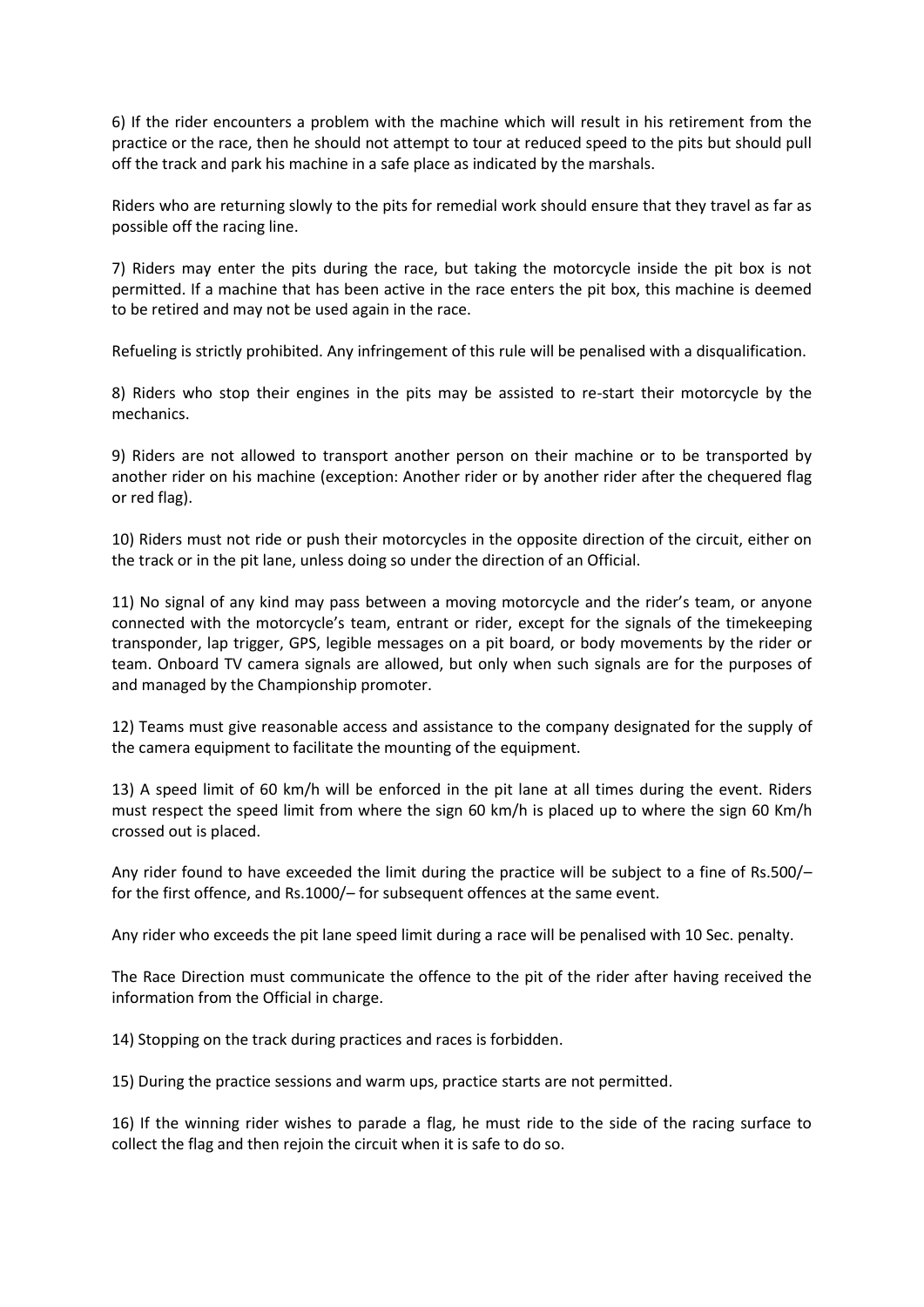6) If the rider encounters a problem with the machine which will result in his retirement from the practice or the race, then he should not attempt to tour at reduced speed to the pits but should pull off the track and park his machine in a safe place as indicated by the marshals.

Riders who are returning slowly to the pits for remedial work should ensure that they travel as far as possible off the racing line.

7) Riders may enter the pits during the race, but taking the motorcycle inside the pit box is not permitted. If a machine that has been active in the race enters the pit box, this machine is deemed to be retired and may not be used again in the race.

Refueling is strictly prohibited. Any infringement of this rule will be penalised with a disqualification.

8) Riders who stop their engines in the pits may be assisted to re-start their motorcycle by the mechanics.

9) Riders are not allowed to transport another person on their machine or to be transported by another rider on his machine (exception: Another rider or by another rider after the chequered flag or red flag).

10) Riders must not ride or push their motorcycles in the opposite direction of the circuit, either on the track or in the pit lane, unless doing so under the direction of an Official.

11) No signal of any kind may pass between a moving motorcycle and the rider's team, or anyone connected with the motorcycle's team, entrant or rider, except for the signals of the timekeeping transponder, lap trigger, GPS, legible messages on a pit board, or body movements by the rider or team. Onboard TV camera signals are allowed, but only when such signals are for the purposes of and managed by the Championship promoter.

12) Teams must give reasonable access and assistance to the company designated for the supply of the camera equipment to facilitate the mounting of the equipment.

13) A speed limit of 60 km/h will be enforced in the pit lane at all times during the event. Riders must respect the speed limit from where the sign 60 km/h is placed up to where the sign 60 Km/h crossed out is placed.

Any rider found to have exceeded the limit during the practice will be subject to a fine of Rs.500/– for the first offence, and Rs.1000/– for subsequent offences at the same event.

Any rider who exceeds the pit lane speed limit during a race will be penalised with 10 Sec. penalty.

The Race Direction must communicate the offence to the pit of the rider after having received the information from the Official in charge.

14) Stopping on the track during practices and races is forbidden.

15) During the practice sessions and warm ups, practice starts are not permitted.

16) If the winning rider wishes to parade a flag, he must ride to the side of the racing surface to collect the flag and then rejoin the circuit when it is safe to do so.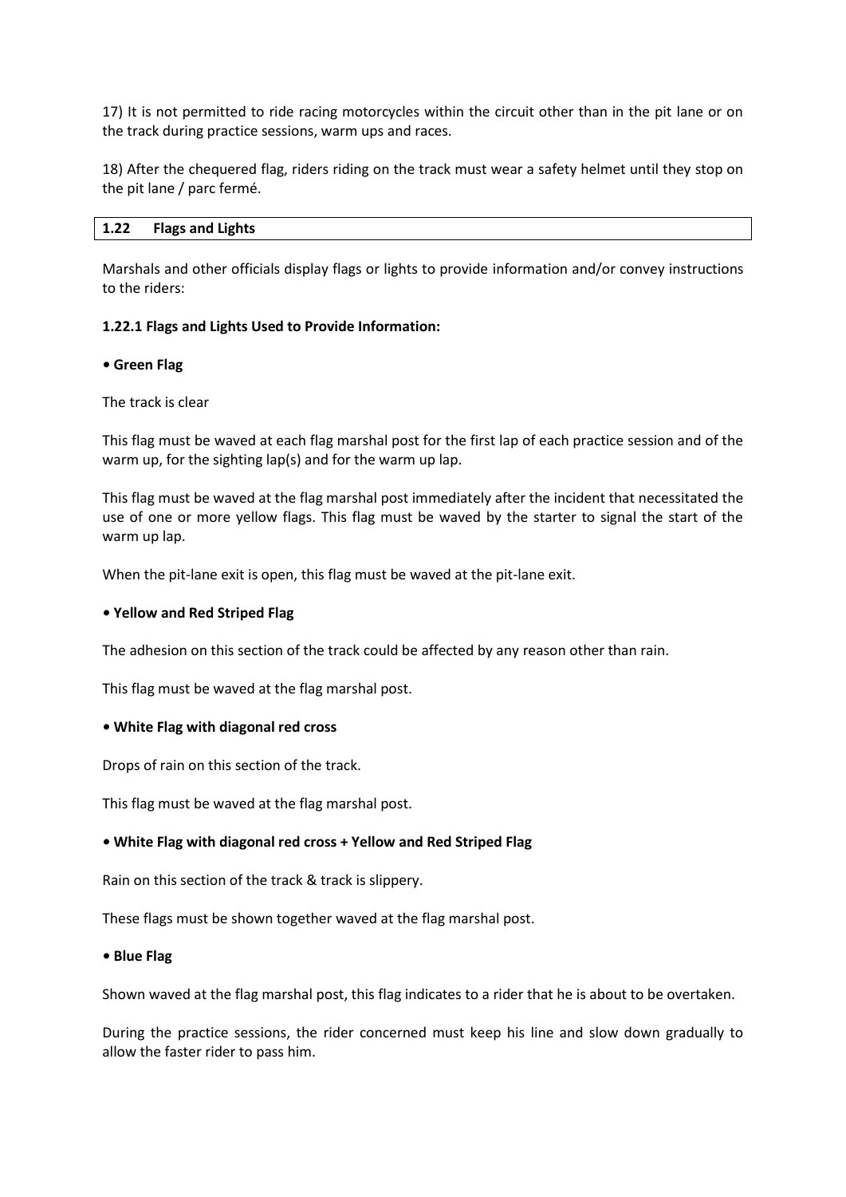17) It is not permitted to ride racing motorcycles within the circuit other than in the pit lane or on the track during practice sessions, warm ups and races.

18) After the chequered flag, riders riding on the track must wear a safety helmet until they stop on the pit lane / parc fermé.

## 1.22 Flags and Lights

Marshals and other officials display flags or lights to provide information and/or convey instructions to the riders:

### 1.22.1 Flags and Lights Used to Provide Information:

**• Green Flag**

The track is clear

This flag must be waved at each flag marshal post for the first lap of each practice session and of the warm up, for the sighting lap(s) and for the warm up lap.

This flag must be waved at the flag marshal post immediately after the incident that necessitated the use of one or more yellow flags. This flag must be waved by the starter to signal the start of the warm up lap.

When the pit-lane exit is open, this flag must be waved at the pit-lane exit.

**• Yellow and Red Striped Flag**

The adhesion on this section of the track could be affected by any reason other than rain.

This flag must be waved at the flag marshal post.

**• White Flag with diagonal red cross**

Drops of rain on this section of the track.

This flag must be waved at the flag marshal post.

**• White Flag with diagonal red cross + Yellow and Red Striped Flag**

Rain on this section of the track & track is slippery.

These flags must be shown together waved at the flag marshal post.

**• Blue Flag**

Shown waved at the flag marshal post, this flag indicates to a rider that he is about to be overtaken.

During the practice sessions, the rider concerned must keep his line and slow down gradually to allow the faster rider to pass him.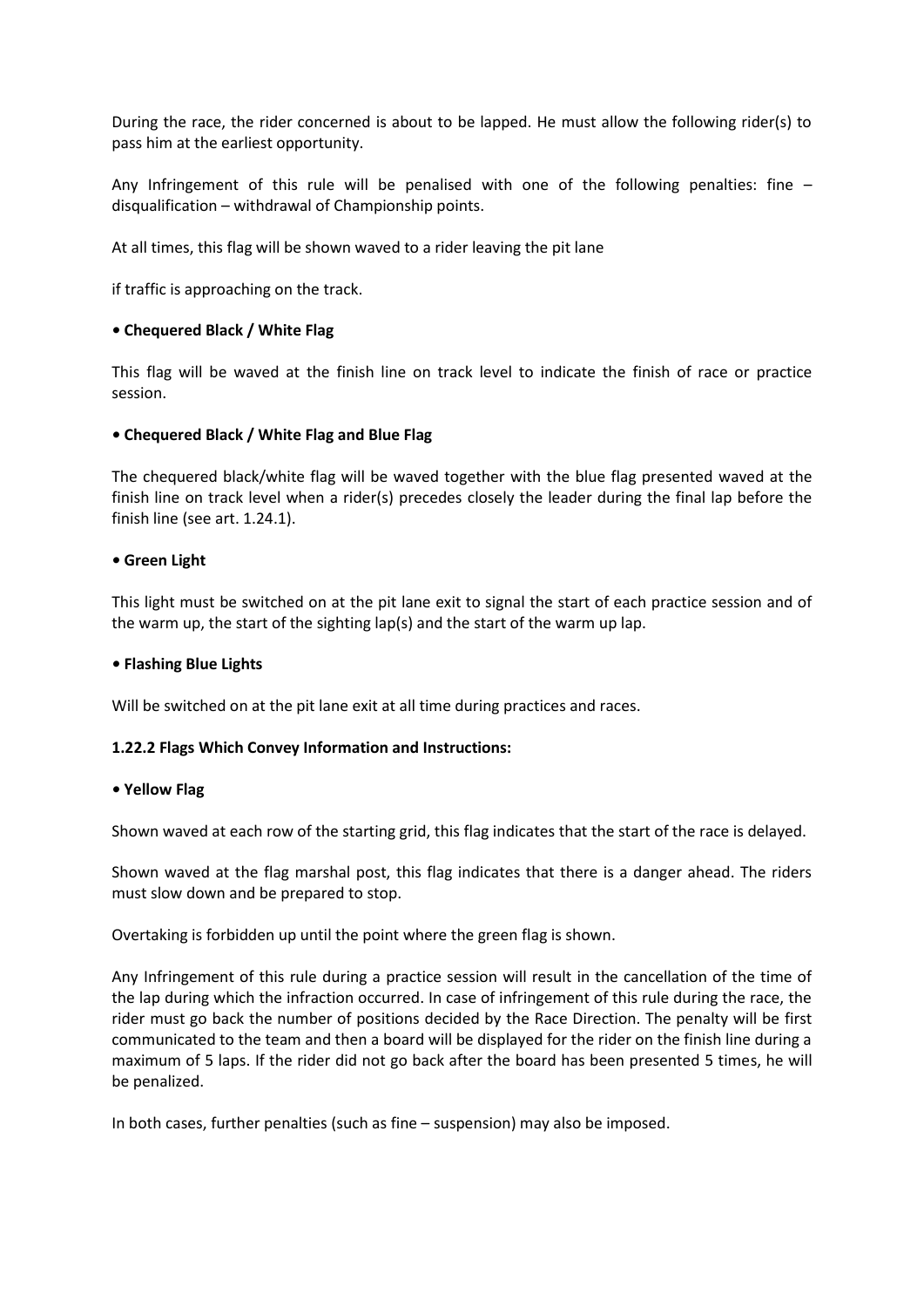During the race, the rider concerned is about to be lapped. He must allow the following rider(s) to pass him at the earliest opportunity.

Any Infringement of this rule will be penalised with one of the following penalties: fine – disqualification – withdrawal of Championship points.

At all times, this flag will be shown waved to a rider leaving the pit lane

if traffic is approaching on the track.

**• Chequered Black / White Flag**

This flag will be waved at the finish line on track level to indicate the finish of race or practice session.

**• Chequered Black / White Flag and Blue Flag**

The chequered black/white flag will be waved together with the blue flag presented waved at the finish line on track level when a rider(s) precedes closely the leader during the final lap before the finish line (see art. 1.24.1).

**• Green Light**

This light must be switched on at the pit lane exit to signal the start of each practice session and of the warm up, the start of the sighting lap(s) and the start of the warm up lap.

**• Flashing Blue Lights**

Will be switched on at the pit lane exit at all time during practices and races.

**1.22.2 Flags Which Convey Information and Instructions:**

**• Yellow Flag**

Shown waved at each row of the starting grid, this flag indicates that the start of the race is delayed.

Shown waved at the flag marshal post, this flag indicates that there is a danger ahead. The riders must slow down and be prepared to stop.

Overtaking is forbidden up until the point where the green flag is shown.

Any Infringement of this rule during a practice session will result in the cancellation of the time of the lap during which the infraction occurred. In case of infringement of this rule during the race, the rider must go back the number of positions decided by the Race Direction. The penalty will be first communicated to the team and then a board will be displayed for the rider on the finish line during a maximum of 5 laps. If the rider did not go back after the board has been presented 5 times, he will be penalized.

In both cases, further penalties (such as fine – suspension) may also be imposed.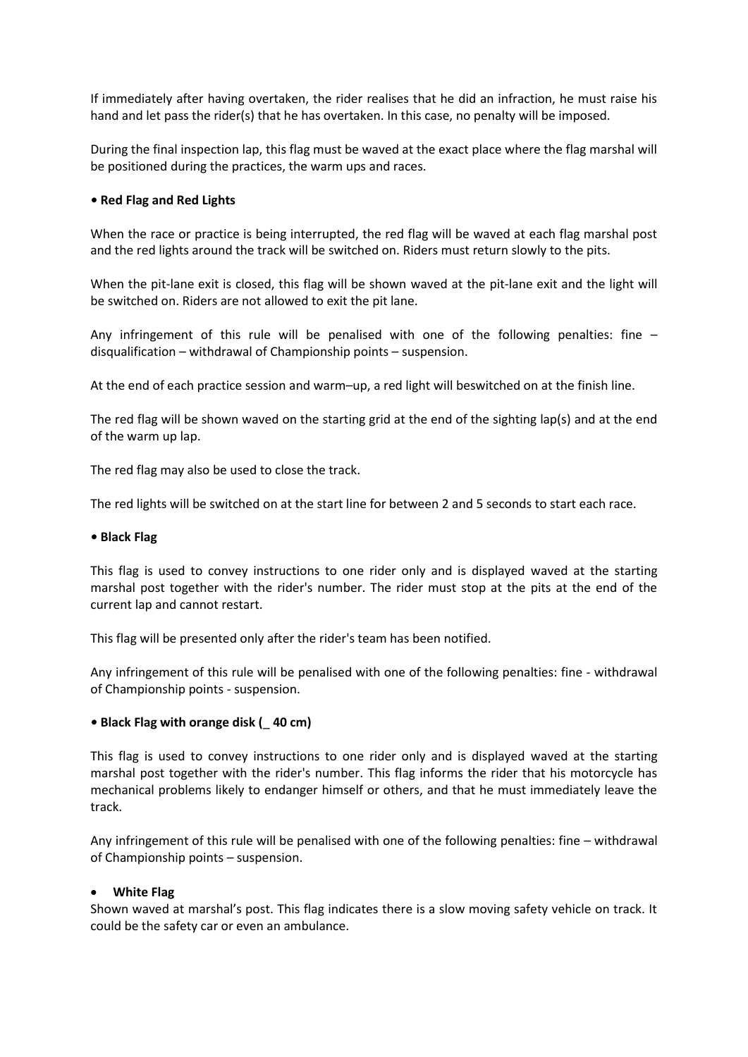If immediately after having overtaken, the rider realises that he did an infraction, he must raise his hand and let pass the rider(s) that he has overtaken. In this case, no penalty will be imposed.

During the final inspection lap, this flag must be waved at the exact place where the flag marshal will be positioned during the practices, the warm ups and races.

**• Red Flag and Red Lights**

When the race or practice is being interrupted, the red flag will be waved at each flag marshal post and the red lights around the track will be switched on. Riders must return slowly to the pits.

When the pit-lane exit is closed, this flag will be shown waved at the pit-lane exit and the light will be switched on. Riders are not allowed to exit the pit lane.

Any infringement of this rule will be penalised with one of the following penalties: fine – disqualification – withdrawal of Championship points – suspension.

At the end of each practice session and warm–up, a red light will beswitched on at the finish line.

The red flag will be shown waved on the starting grid at the end of the sighting lap(s) and at the end of the warm up lap.

The red flag may also be used to close the track.

The red lights will be switched on at the start line for between 2 and 5 seconds to start each race.

**• Black Flag**

This flag is used to convey instructions to one rider only and is displayed waved at the starting marshal post together with the rider's number. The rider must stop at the pits at the end of the current lap and cannot restart.

This flag will be presented only after the rider's team has been notified.

Any infringement of this rule will be penalised with one of the following penalties: fine - withdrawal of Championship points - suspension.

**• Black Flag with orange disk (_ 40 cm)**

This flag is used to convey instructions to one rider only and is displayed waved at the starting marshal post together with the rider's number. This flag informs the rider that his motorcycle has mechanical problems likely to endanger himself or others, and that he must immediately leave the track.

Any infringement of this rule will be penalised with one of the following penalties: fine – withdrawal of Championship points – suspension.

- **White Flag**

Shown waved at marshal's post. This flag indicates there is a slow moving safety vehicle on track. It could be the safety car or even an ambulance.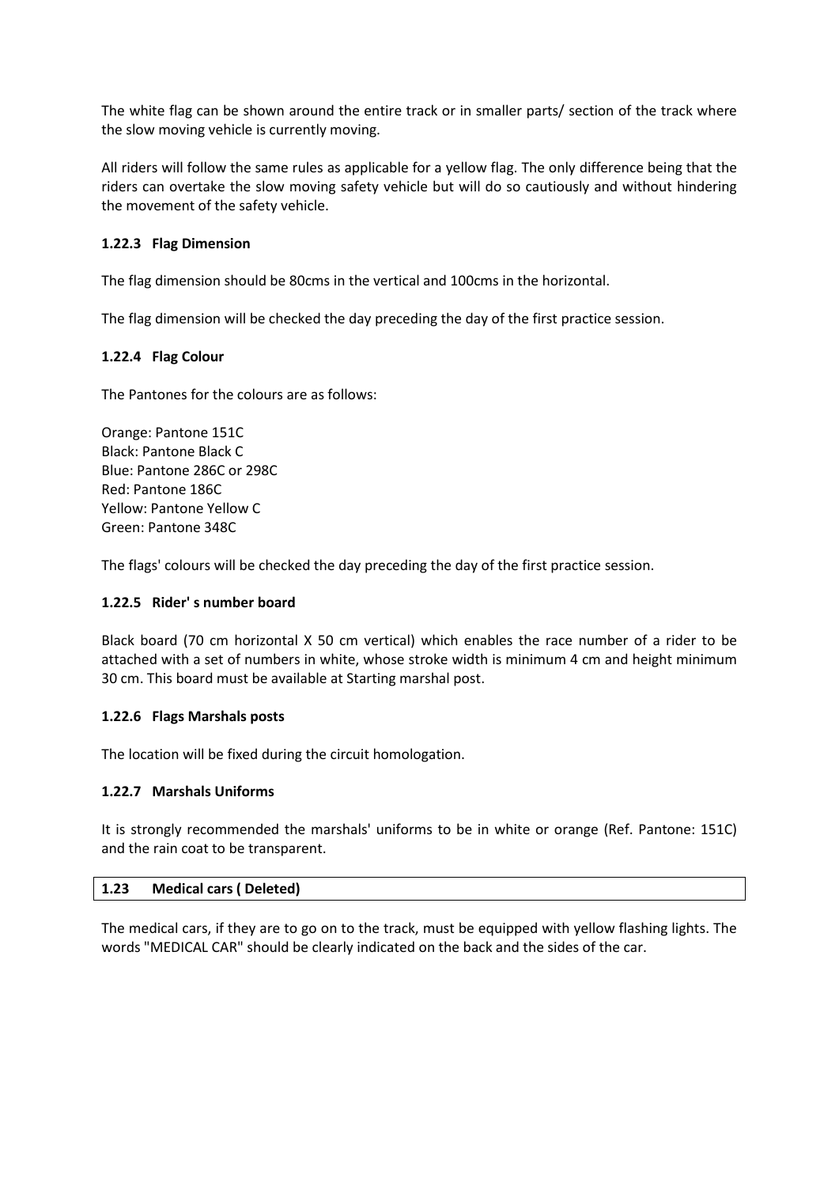The white flag can be shown around the entire track or in smaller parts/ section of the track where the slow moving vehicle is currently moving.

All riders will follow the same rules as applicable for a yellow flag. The only difference being that the riders can overtake the slow moving safety vehicle but will do so cautiously and without hindering the movement of the safety vehicle.

#### 1.22.3 Flag Dimension

The flag dimension should be 80cms in the vertical and 100cms in the horizontal.

The flag dimension will be checked the day preceding the day of the first practice session.

#### 1.22.4 Flag Colour

The Pantones for the colours are as follows:

Orange: Pantone 151C
Black: Pantone Black C
Blue: Pantone 286C or 298C
Red: Pantone 186C
Yellow: Pantone Yellow C
Green: Pantone 348C

The flags' colours will be checked the day preceding the day of the first practice session.

#### 1.22.5 Rider' s number board

Black board (70 cm horizontal X 50 cm vertical) which enables the race number of a rider to be attached with a set of numbers in white, whose stroke width is minimum 4 cm and height minimum 30 cm. This board must be available at Starting marshal post.

#### 1.22.6 Flags Marshals posts

The location will be fixed during the circuit homologation.

#### 1.22.7 Marshals Uniforms

It is strongly recommended the marshals' uniforms to be in white or orange (Ref. Pantone: 151C) and the rain coat to be transparent.

### 1.23 Medical cars ( Deleted)

The medical cars, if they are to go on to the track, must be equipped with yellow flashing lights. The words "MEDICAL CAR" should be clearly indicated on the back and the sides of the car.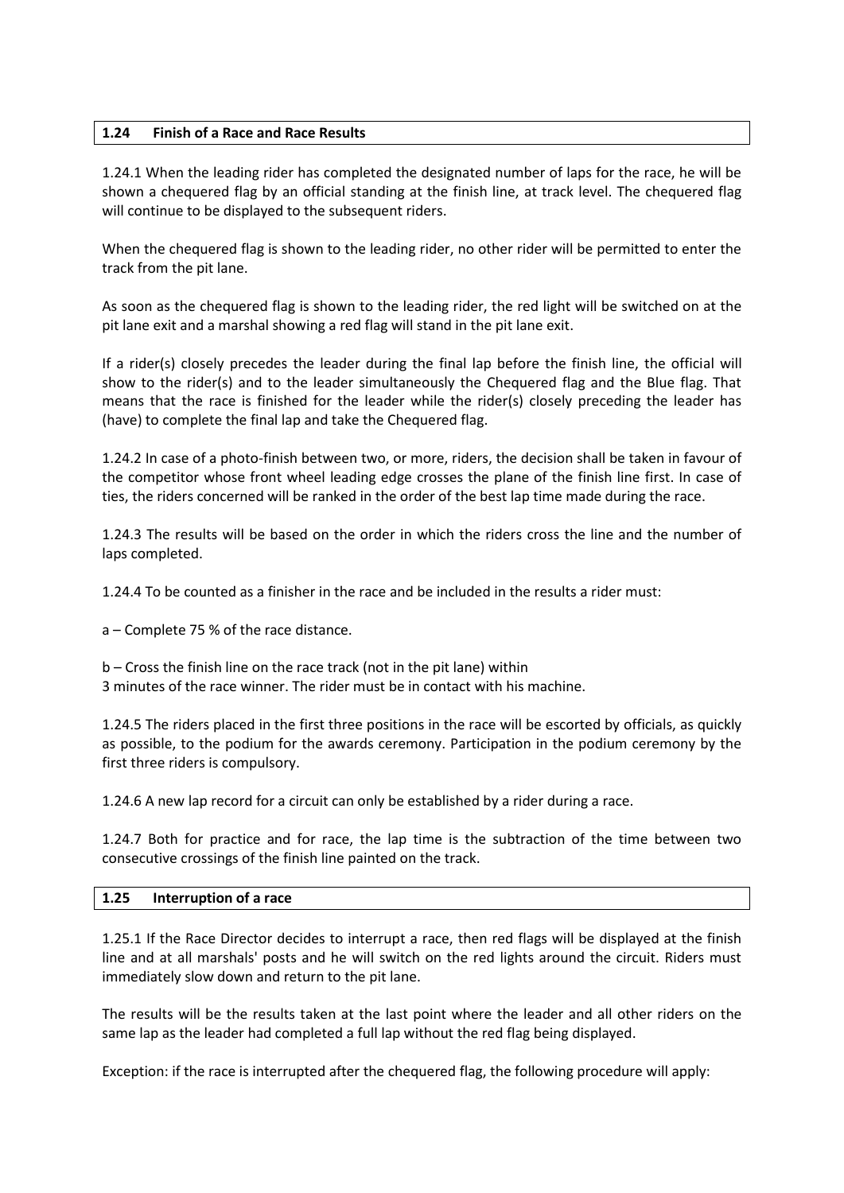## 1.24 Finish of a Race and Race Results

1.24.1 When the leading rider has completed the designated number of laps for the race, he will be shown a chequered flag by an official standing at the finish line, at track level. The chequered flag will continue to be displayed to the subsequent riders.

When the chequered flag is shown to the leading rider, no other rider will be permitted to enter the track from the pit lane.

As soon as the chequered flag is shown to the leading rider, the red light will be switched on at the pit lane exit and a marshal showing a red flag will stand in the pit lane exit.

If a rider(s) closely precedes the leader during the final lap before the finish line, the official will show to the rider(s) and to the leader simultaneously the Chequered flag and the Blue flag. That means that the race is finished for the leader while the rider(s) closely preceding the leader has (have) to complete the final lap and take the Chequered flag.

1.24.2 In case of a photo-finish between two, or more, riders, the decision shall be taken in favour of the competitor whose front wheel leading edge crosses the plane of the finish line first. In case of ties, the riders concerned will be ranked in the order of the best lap time made during the race.

1.24.3 The results will be based on the order in which the riders cross the line and the number of laps completed.

1.24.4 To be counted as a finisher in the race and be included in the results a rider must:

a – Complete 75 % of the race distance.

b – Cross the finish line on the race track (not in the pit lane) within
3 minutes of the race winner. The rider must be in contact with his machine.

1.24.5 The riders placed in the first three positions in the race will be escorted by officials, as quickly as possible, to the podium for the awards ceremony. Participation in the podium ceremony by the first three riders is compulsory.

1.24.6 A new lap record for a circuit can only be established by a rider during a race.

1.24.7 Both for practice and for race, the lap time is the subtraction of the time between two consecutive crossings of the finish line painted on the track.

## 1.25 Interruption of a race

1.25.1 If the Race Director decides to interrupt a race, then red flags will be displayed at the finish line and at all marshals' posts and he will switch on the red lights around the circuit. Riders must immediately slow down and return to the pit lane.

The results will be the results taken at the last point where the leader and all other riders on the same lap as the leader had completed a full lap without the red flag being displayed.

Exception: if the race is interrupted after the chequered flag, the following procedure will apply: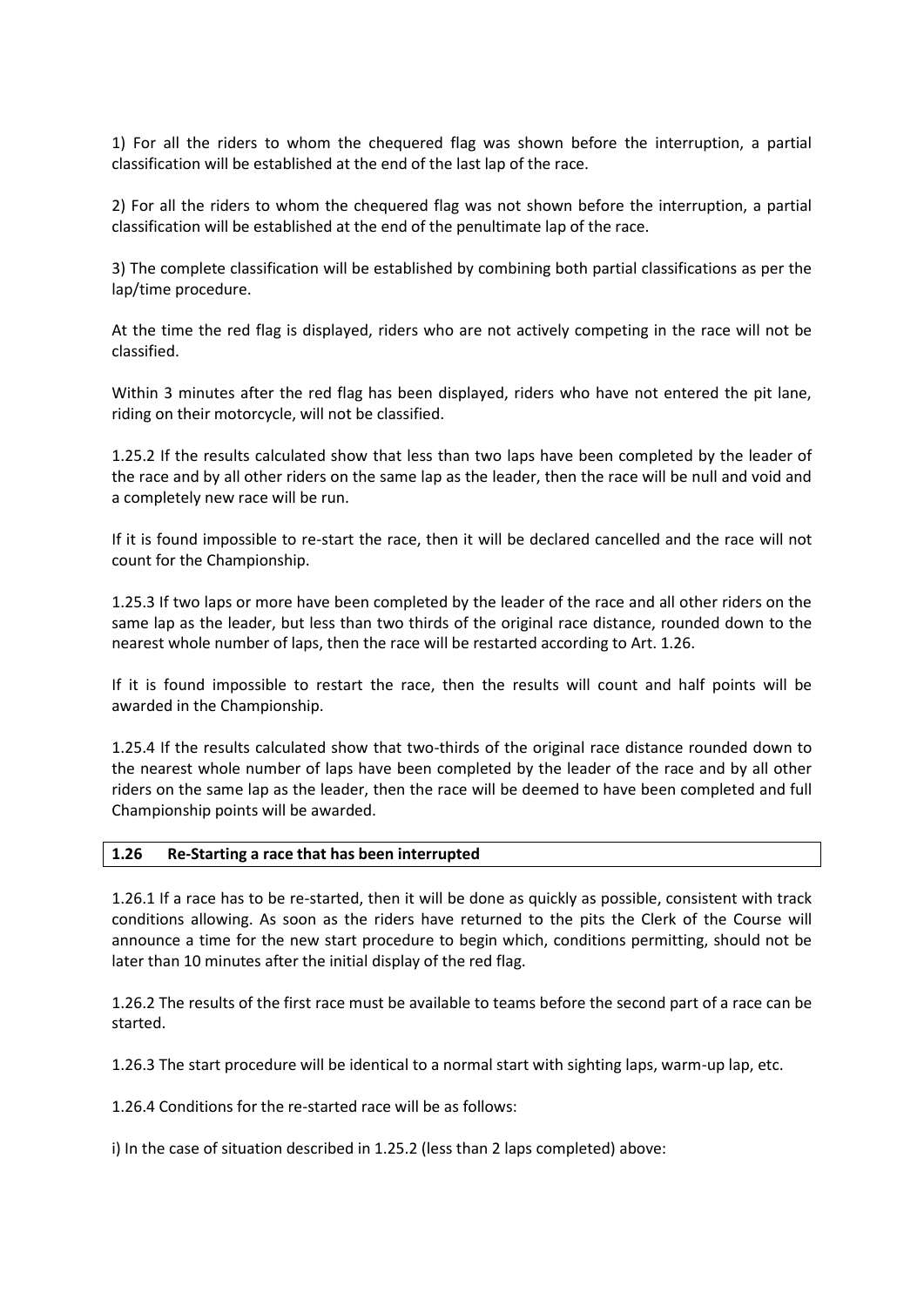1) For all the riders to whom the chequered flag was shown before the interruption, a partial classification will be established at the end of the last lap of the race.

2) For all the riders to whom the chequered flag was not shown before the interruption, a partial classification will be established at the end of the penultimate lap of the race.

3) The complete classification will be established by combining both partial classifications as per the lap/time procedure.

At the time the red flag is displayed, riders who are not actively competing in the race will not be classified.

Within 3 minutes after the red flag has been displayed, riders who have not entered the pit lane, riding on their motorcycle, will not be classified.

1.25.2 If the results calculated show that less than two laps have been completed by the leader of the race and by all other riders on the same lap as the leader, then the race will be null and void and a completely new race will be run.

If it is found impossible to re-start the race, then it will be declared cancelled and the race will not count for the Championship.

1.25.3 If two laps or more have been completed by the leader of the race and all other riders on the same lap as the leader, but less than two thirds of the original race distance, rounded down to the nearest whole number of laps, then the race will be restarted according to Art. 1.26.

If it is found impossible to restart the race, then the results will count and half points will be awarded in the Championship.

1.25.4 If the results calculated show that two-thirds of the original race distance rounded down to the nearest whole number of laps have been completed by the leader of the race and by all other riders on the same lap as the leader, then the race will be deemed to have been completed and full Championship points will be awarded.

## 1.26 Re-Starting a race that has been interrupted

1.26.1 If a race has to be re-started, then it will be done as quickly as possible, consistent with track conditions allowing. As soon as the riders have returned to the pits the Clerk of the Course will announce a time for the new start procedure to begin which, conditions permitting, should not be later than 10 minutes after the initial display of the red flag.

1.26.2 The results of the first race must be available to teams before the second part of a race can be started.

1.26.3 The start procedure will be identical to a normal start with sighting laps, warm-up lap, etc.

1.26.4 Conditions for the re-started race will be as follows:

i) In the case of situation described in 1.25.2 (less than 2 laps completed) above: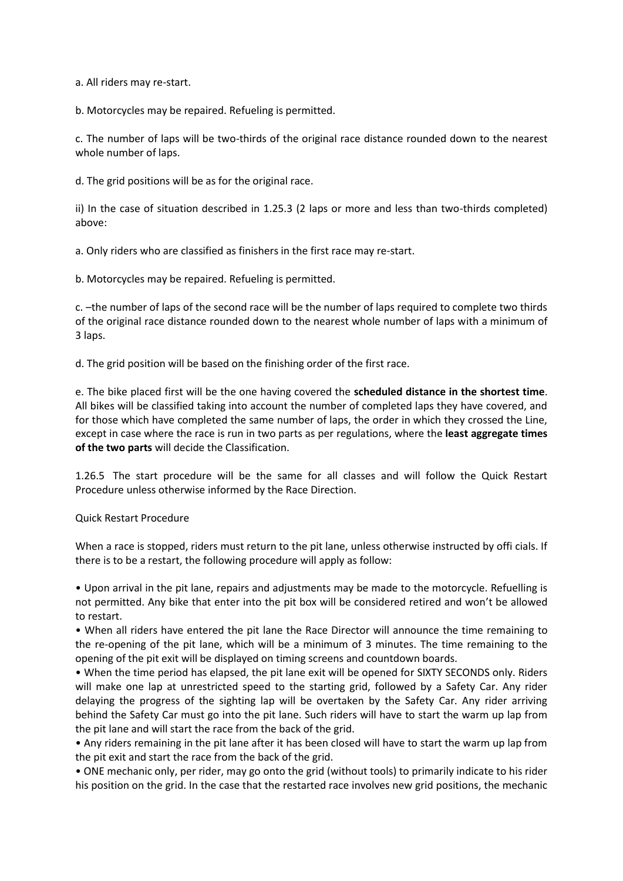a. All riders may re-start.

b. Motorcycles may be repaired. Refueling is permitted.

c. The number of laps will be two-thirds of the original race distance rounded down to the nearest whole number of laps.

d. The grid positions will be as for the original race.

ii) In the case of situation described in 1.25.3 (2 laps or more and less than two-thirds completed) above:

a. Only riders who are classified as finishers in the first race may re-start.

b. Motorcycles may be repaired. Refueling is permitted.

c. –the number of laps of the second race will be the number of laps required to complete two thirds of the original race distance rounded down to the nearest whole number of laps with a minimum of 3 laps.

d. The grid position will be based on the finishing order of the first race.

e. The bike placed first will be the one having covered the **scheduled distance in the shortest time**. All bikes will be classified taking into account the number of completed laps they have covered, and for those which have completed the same number of laps, the order in which they crossed the Line, except in case where the race is run in two parts as per regulations, where the **least aggregate times of the two parts** will decide the Classification.

1.26.5 The start procedure will be the same for all classes and will follow the Quick Restart Procedure unless otherwise informed by the Race Direction.

Quick Restart Procedure

When a race is stopped, riders must return to the pit lane, unless otherwise instructed by offi cials. If there is to be a restart, the following procedure will apply as follow:

- Upon arrival in the pit lane, repairs and adjustments may be made to the motorcycle. Refuelling is not permitted. Any bike that enter into the pit box will be considered retired and won't be allowed to restart.
- When all riders have entered the pit lane the Race Director will announce the time remaining to the re-opening of the pit lane, which will be a minimum of 3 minutes. The time remaining to the opening of the pit exit will be displayed on timing screens and countdown boards.
- When the time period has elapsed, the pit lane exit will be opened for SIXTY SECONDS only. Riders will make one lap at unrestricted speed to the starting grid, followed by a Safety Car. Any rider delaying the progress of the sighting lap will be overtaken by the Safety Car. Any rider arriving behind the Safety Car must go into the pit lane. Such riders will have to start the warm up lap from the pit lane and will start the race from the back of the grid.
- Any riders remaining in the pit lane after it has been closed will have to start the warm up lap from the pit exit and start the race from the back of the grid.
- ONE mechanic only, per rider, may go onto the grid (without tools) to primarily indicate to his rider his position on the grid. In the case that the restarted race involves new grid positions, the mechanic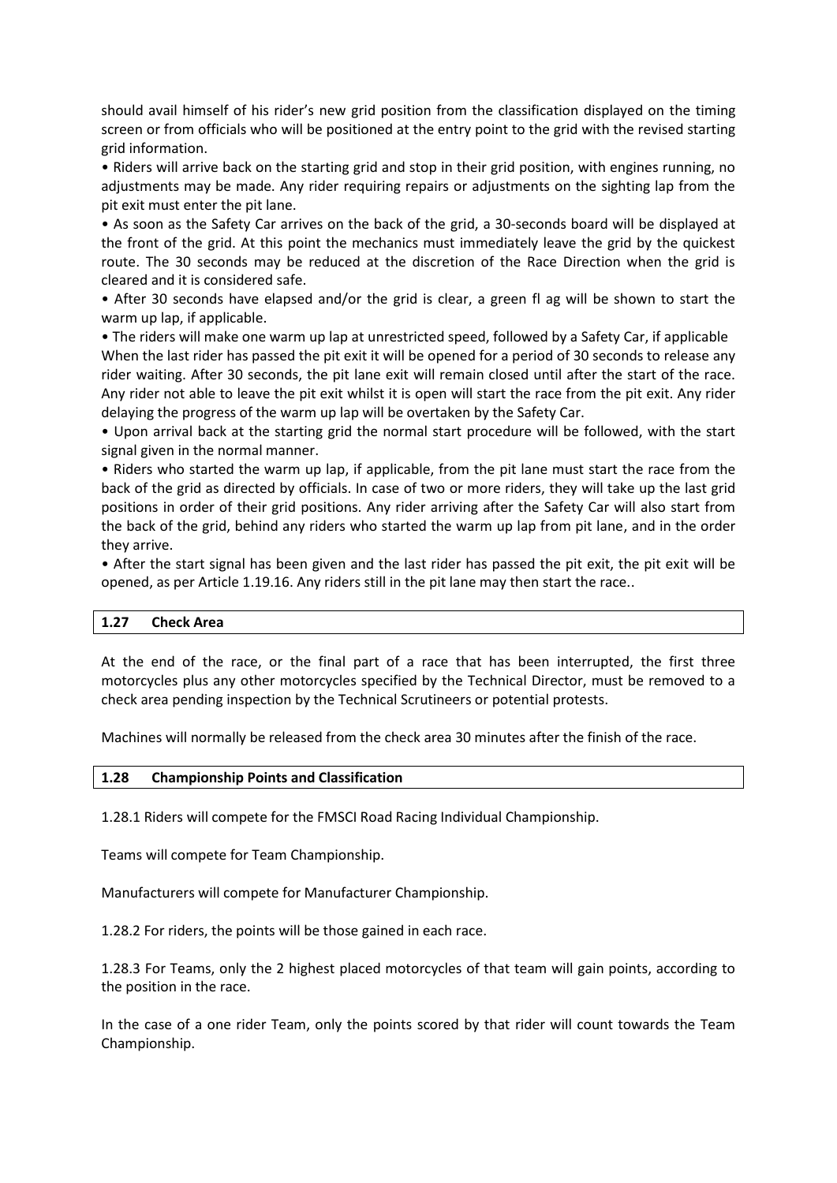should avail himself of his rider's new grid position from the classification displayed on the timing screen or from officials who will be positioned at the entry point to the grid with the revised starting grid information.

- Riders will arrive back on the starting grid and stop in their grid position, with engines running, no adjustments may be made. Any rider requiring repairs or adjustments on the sighting lap from the pit exit must enter the pit lane.
- As soon as the Safety Car arrives on the back of the grid, a 30-seconds board will be displayed at the front of the grid. At this point the mechanics must immediately leave the grid by the quickest route. The 30 seconds may be reduced at the discretion of the Race Direction when the grid is cleared and it is considered safe.
- After 30 seconds have elapsed and/or the grid is clear, a green fl ag will be shown to start the warm up lap, if applicable.
- The riders will make one warm up lap at unrestricted speed, followed by a Safety Car, if applicable When the last rider has passed the pit exit it will be opened for a period of 30 seconds to release any rider waiting. After 30 seconds, the pit lane exit will remain closed until after the start of the race. Any rider not able to leave the pit exit whilst it is open will start the race from the pit exit. Any rider delaying the progress of the warm up lap will be overtaken by the Safety Car.
- Upon arrival back at the starting grid the normal start procedure will be followed, with the start signal given in the normal manner.
- Riders who started the warm up lap, if applicable, from the pit lane must start the race from the back of the grid as directed by officials. In case of two or more riders, they will take up the last grid positions in order of their grid positions. Any rider arriving after the Safety Car will also start from the back of the grid, behind any riders who started the warm up lap from pit lane, and in the order they arrive.
- After the start signal has been given and the last rider has passed the pit exit, the pit exit will be opened, as per Article 1.19.16. Any riders still in the pit lane may then start the race..

## 1.27 Check Area

At the end of the race, or the final part of a race that has been interrupted, the first three motorcycles plus any other motorcycles specified by the Technical Director, must be removed to a check area pending inspection by the Technical Scrutineers or potential protests.

Machines will normally be released from the check area 30 minutes after the finish of the race.

## 1.28 Championship Points and Classification

1.28.1 Riders will compete for the FMSCI Road Racing Individual Championship.

Teams will compete for Team Championship.

Manufacturers will compete for Manufacturer Championship.

1.28.2 For riders, the points will be those gained in each race.

1.28.3 For Teams, only the 2 highest placed motorcycles of that team will gain points, according to the position in the race.

In the case of a one rider Team, only the points scored by that rider will count towards the Team Championship.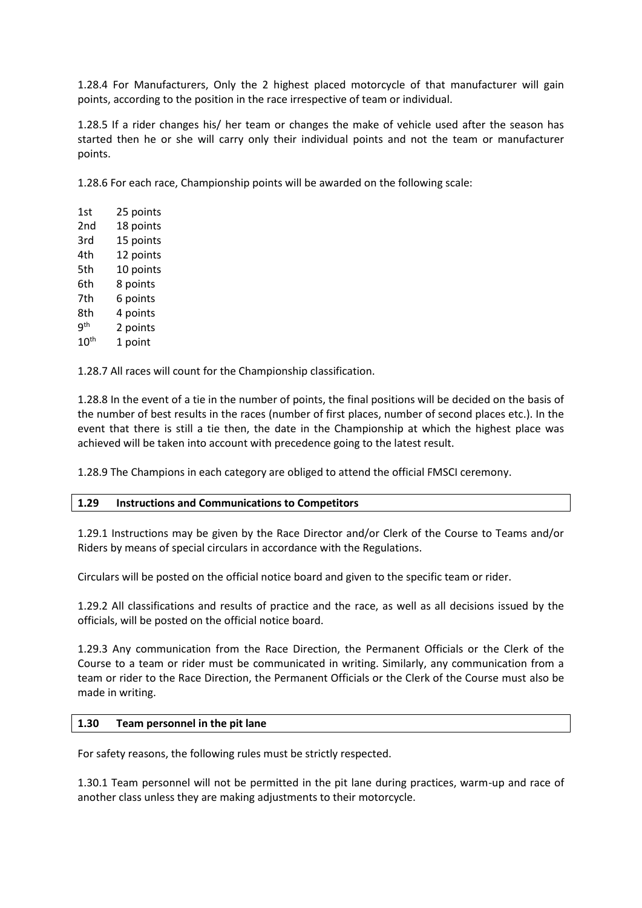1.28.4 For Manufacturers, Only the 2 highest placed motorcycle of that manufacturer will gain points, according to the position in the race irrespective of team or individual.

1.28.5 If a rider changes his/ her team or changes the make of vehicle used after the season has started then he or she will carry only their individual points and not the team or manufacturer points.

1.28.6 For each race, Championship points will be awarded on the following scale:

| | |
|---|---|
| 1st | 25 points |
| 2nd | 18 points |
| 3rd | 15 points |
| 4th | 12 points |
| 5th | 10 points |
| 6th | 8 points |
| 7th | 6 points |
| 8th | 4 points |
| 9th | 2 points |
| 10th | 1 point |

1.28.7 All races will count for the Championship classification.

1.28.8 In the event of a tie in the number of points, the final positions will be decided on the basis of the number of best results in the races (number of first places, number of second places etc.). In the event that there is still a tie then, the date in the Championship at which the highest place was achieved will be taken into account with precedence going to the latest result.

1.28.9 The Champions in each category are obliged to attend the official FMSCI ceremony.

## 1.29 Instructions and Communications to Competitors

1.29.1 Instructions may be given by the Race Director and/or Clerk of the Course to Teams and/or Riders by means of special circulars in accordance with the Regulations.

Circulars will be posted on the official notice board and given to the specific team or rider.

1.29.2 All classifications and results of practice and the race, as well as all decisions issued by the officials, will be posted on the official notice board.

1.29.3 Any communication from the Race Direction, the Permanent Officials or the Clerk of the Course to a team or rider must be communicated in writing. Similarly, any communication from a team or rider to the Race Direction, the Permanent Officials or the Clerk of the Course must also be made in writing.

## 1.30 Team personnel in the pit lane

For safety reasons, the following rules must be strictly respected.

1.30.1 Team personnel will not be permitted in the pit lane during practices, warm-up and race of another class unless they are making adjustments to their motorcycle.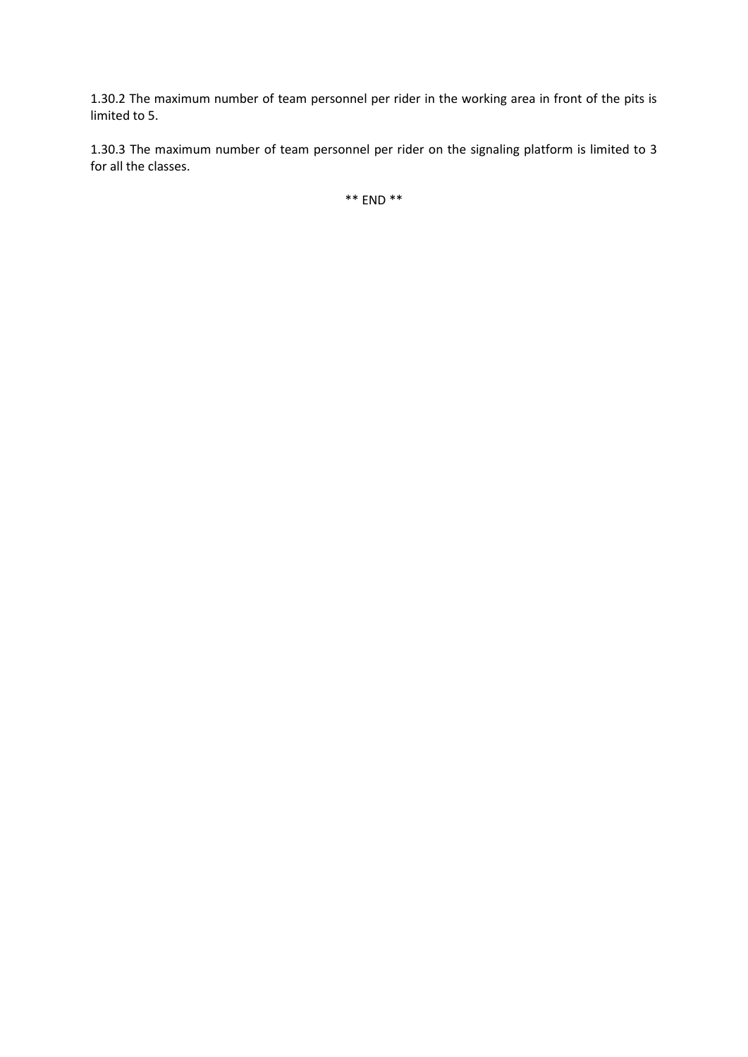1.30.2 The maximum number of team personnel per rider in the working area in front of the pits is limited to 5.

1.30.3 The maximum number of team personnel per rider on the signaling platform is limited to 3 for all the classes.

** END **